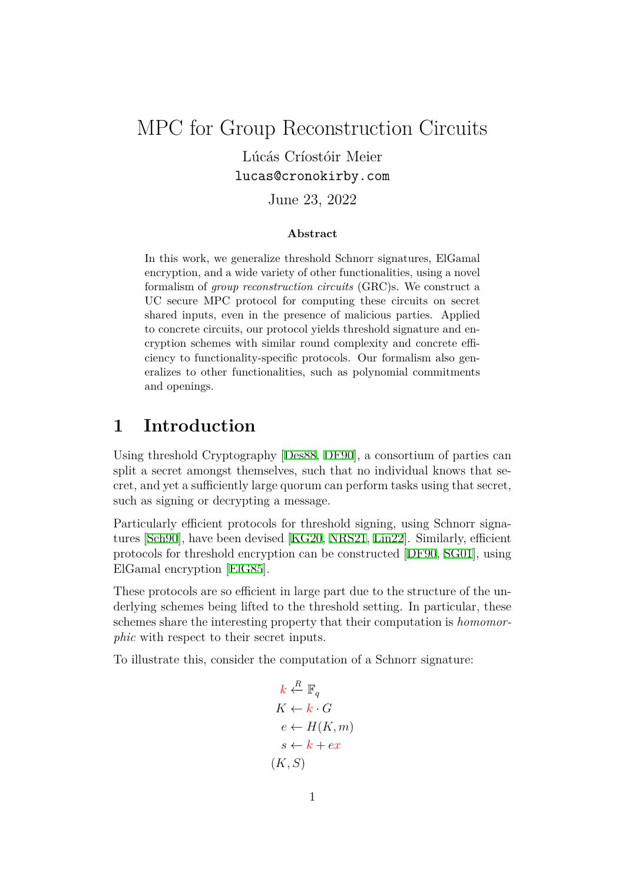# MPC for Group Reconstruction Circuits

Lúcás Críostóir Meier

lucas@cronokirby.com

June 23, 2022

### Abstract

In this work, we generalize threshold Schnorr signatures, ElGamal encryption, and a wide variety of other functionalities, using a novel formalism of *group reconstruction circuits* (GRC)s. We construct a UC secure MPC protocol for computing these circuits on secret shared inputs, even in the presence of malicious parties. Applied to concrete circuits, our protocol yields threshold signature and encryption schemes with similar round complexity and concrete efficiency to functionality-specific protocols. Our formalism also generalizes to other functionalities, such as polynomial commitments and openings.

## 1 Introduction

Using threshold Cryptography [Des88, DF90], a consortium of parties can split a secret amongst themselves, such that no individual knows that secret, and yet a sufficiently large quorum can perform tasks using that secret, such as signing or decrypting a message.

Particularly efficient protocols for threshold signing, using Schnorr signatures [Sch90], have been devised [KG20, NRS21, Lin22]. Similarly, efficient protocols for threshold encryption can be constructed [DF90, SG01], using ElGamal encryption [ElG85].

These protocols are so efficient in large part due to the structure of the underlying schemes being lifted to the threshold setting. In particular, these schemes share the interesting property that their computation is *homomorphic* with respect to their secret inputs.

To illustrate this, consider the computation of a Schnorr signature:

$$
\begin{aligned}
k &\xleftarrow{R} \mathbb{F}_q \\
K &\leftarrow k \cdot G \\
e &\leftarrow H(K, m) \\
s &\leftarrow k + ex \\
&(K, S)
\end{aligned}
$$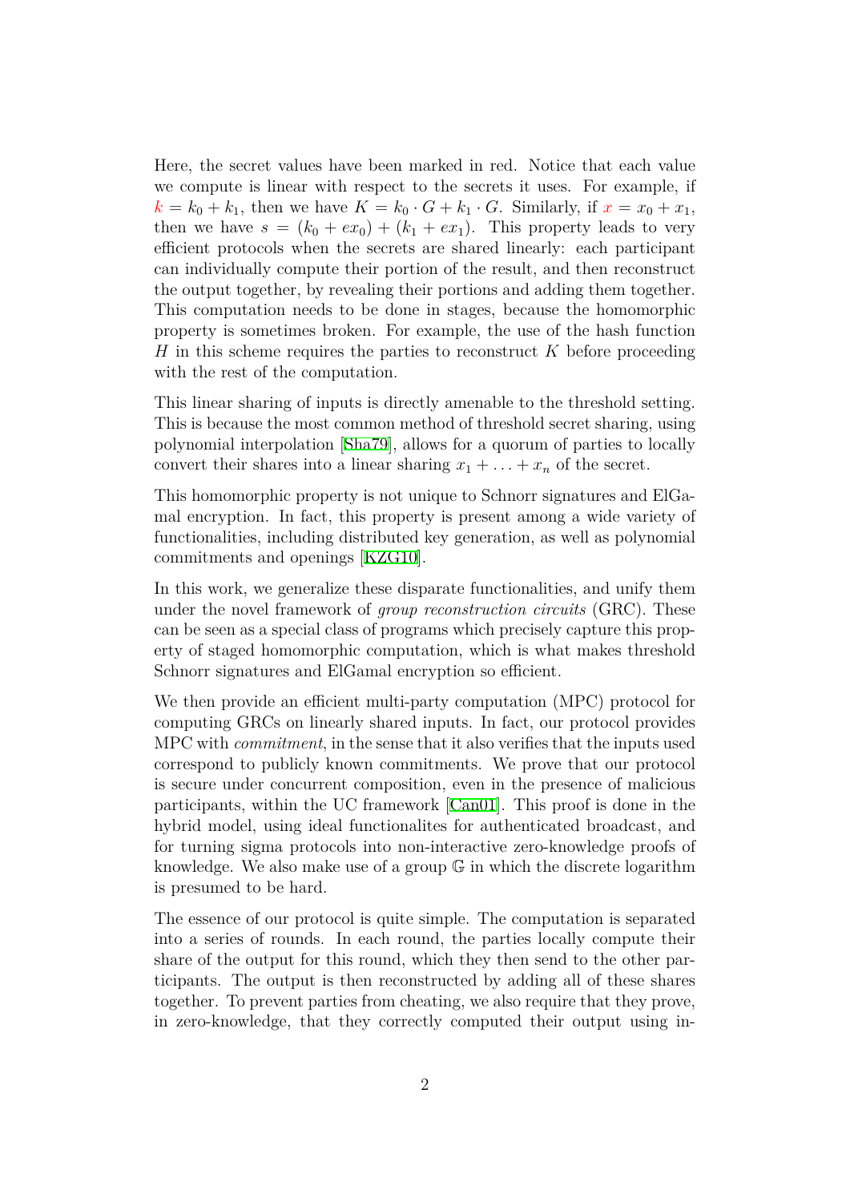Here, the secret values have been marked in red. Notice that each value we compute is linear with respect to the secrets it uses. For example, if $k = k_0 + k_1$, then we have $K = k_0 \cdot G + k_1 \cdot G$. Similarly, if $x = x_0 + x_1$, then we have $s = (k_0 + ex_0) + (k_1 + ex_1)$. This property leads to very efficient protocols when the secrets are shared linearly: each participant can individually compute their portion of the result, and then reconstruct the output together, by revealing their portions and adding them together. This computation needs to be done in stages, because the homomorphic property is sometimes broken. For example, the use of the hash function $H$ in this scheme requires the parties to reconstruct $K$ before proceeding with the rest of the computation.

This linear sharing of inputs is directly amenable to the threshold setting. This is because the most common method of threshold secret sharing, using polynomial interpolation [Sha79], allows for a quorum of parties to locally convert their shares into a linear sharing $x_1 + \ldots + x_n$ of the secret.

This homomorphic property is not unique to Schnorr signatures and ElGamal encryption. In fact, this property is present among a wide variety of functionalities, including distributed key generation, as well as polynomial commitments and openings [KZG10].

In this work, we generalize these disparate functionalities, and unify them under the novel framework of *group reconstruction circuits* (GRC). These can be seen as a special class of programs which precisely capture this property of staged homomorphic computation, which is what makes threshold Schnorr signatures and ElGamal encryption so efficient.

We then provide an efficient multi-party computation (MPC) protocol for computing GRCs on linearly shared inputs. In fact, our protocol provides MPC with *commitment*, in the sense that it also verifies that the inputs used correspond to publicly known commitments. We prove that our protocol is secure under concurrent composition, even in the presence of malicious participants, within the UC framework [Can01]. This proof is done in the hybrid model, using ideal functionalites for authenticated broadcast, and for turning sigma protocols into non-interactive zero-knowledge proofs of knowledge. We also make use of a group $\mathbb{G}$ in which the discrete logarithm is presumed to be hard.

The essence of our protocol is quite simple. The computation is separated into a series of rounds. In each round, the parties locally compute their share of the output for this round, which they then send to the other participants. The output is then reconstructed by adding all of these shares together. To prevent parties from cheating, we also require that they prove, in zero-knowledge, that they correctly computed their output using in-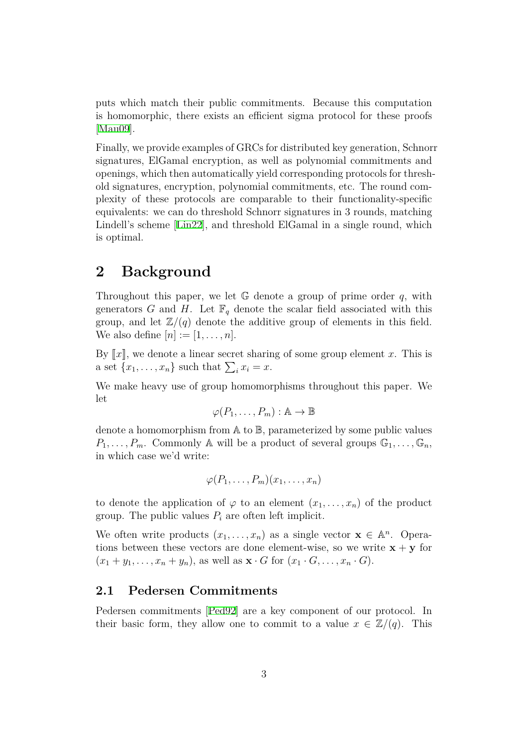puts which match their public commitments. Because this computation is homomorphic, there exists an efficient sigma protocol for these proofs [Mau09].

Finally, we provide examples of GRCs for distributed key generation, Schnorr signatures, ElGamal encryption, as well as polynomial commitments and openings, which then automatically yield corresponding protocols for threshold signatures, encryption, polynomial commitments, etc. The round complexity of these protocols are comparable to their functionality-specific equivalents: we can do threshold Schnorr signatures in 3 rounds, matching Lindell's scheme [Lin22], and threshold ElGamal in a single round, which is optimal.

# 2 Background

Throughout this paper, we let $\mathbb{G}$ denote a group of prime order $q$, with generators $G$ and $H$. Let $\mathbb{F}_q$ denote the scalar field associated with this group, and let $\mathbb{Z}/(q)$ denote the additive group of elements in this field. We also define $[n] := [1, \ldots, n]$.

By $[\![x]\!]$, we denote a linear secret sharing of some group element $x$. This is a set $\{x_1, \ldots, x_n\}$ such that $\sum_i x_i = x$.

We make heavy use of group homomorphisms throughout this paper. We let

$$\varphi(P_1, \ldots, P_m) : \mathbb{A} \to \mathbb{B}$$

denote a homomorphism from $\mathbb{A}$ to $\mathbb{B}$, parameterized by some public values $P_1, \ldots, P_m$. Commonly $\mathbb{A}$ will be a product of several groups $\mathbb{G}_1, \ldots, \mathbb{G}_n$, in which case we'd write:

$$\varphi(P_1, \ldots, P_m)(x_1, \ldots, x_n)$$

to denote the application of $\varphi$ to an element $(x_1, \ldots, x_n)$ of the product group. The public values $P_i$ are often left implicit.

We often write products $(x_1, \ldots, x_n)$ as a single vector $\mathbf{x} \in \mathbb{A}^n$. Operations between these vectors are done element-wise, so we write $\mathbf{x} + \mathbf{y}$ for $(x_1 + y_1, \ldots, x_n + y_n)$, as well as $\mathbf{x} \cdot G$ for $(x_1 \cdot G, \ldots, x_n \cdot G)$.

## 2.1 Pedersen Commitments

Pedersen commitments [Ped92] are a key component of our protocol. In their basic form, they allow one to commit to a value $x \in \mathbb{Z}/(q)$. This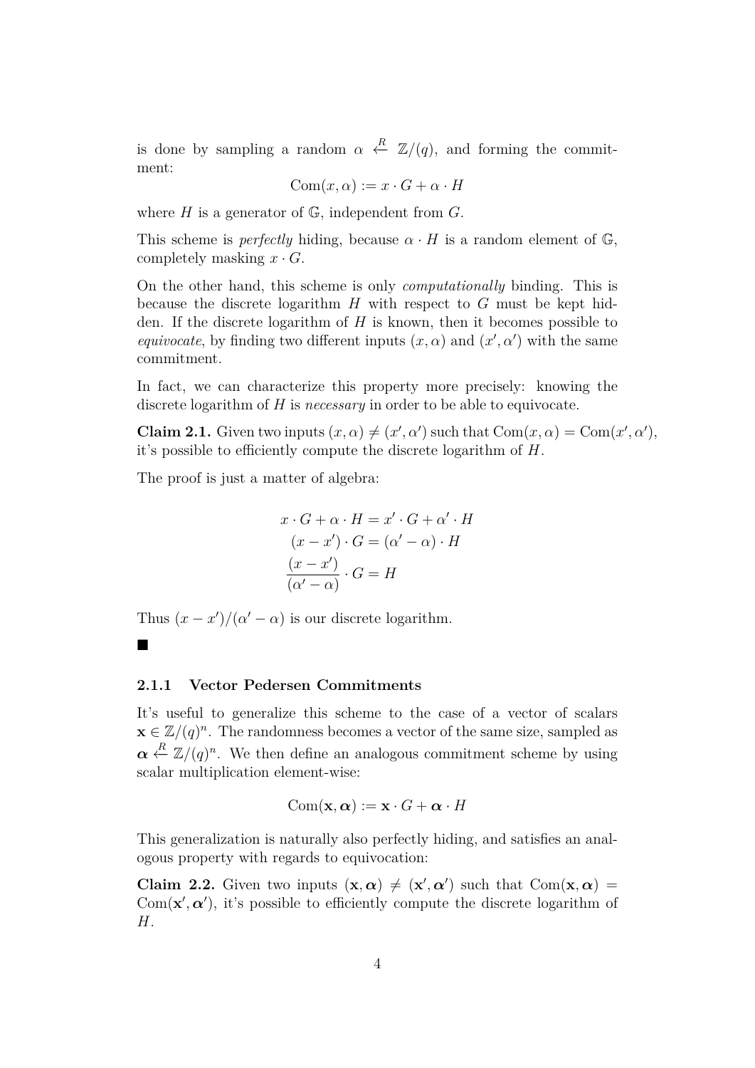is done by sampling a random $\alpha \xleftarrow{R} \mathbb{Z}/(q)$, and forming the commitment:

$$\text{Com}(x, \alpha) := x \cdot G + \alpha \cdot H$$

where $H$ is a generator of $\mathbb{G}$, independent from $G$.

This scheme is *perfectly* hiding, because $\alpha \cdot H$ is a random element of $\mathbb{G}$, completely masking $x \cdot G$.

On the other hand, this scheme is only *computationally* binding. This is because the discrete logarithm $H$ with respect to $G$ must be kept hidden. If the discrete logarithm of $H$ is known, then it becomes possible to *equivocate*, by finding two different inputs $(x, \alpha)$ and $(x', \alpha')$ with the same commitment.

In fact, we can characterize this property more precisely: knowing the discrete logarithm of $H$ is *necessary* in order to be able to equivocate.

**Claim 2.1.** Given two inputs $(x, \alpha) \neq (x', \alpha')$ such that $\text{Com}(x, \alpha) = \text{Com}(x', \alpha')$, it's possible to efficiently compute the discrete logarithm of $H$.

The proof is just a matter of algebra:

$$x \cdot G + \alpha \cdot H = x' \cdot G + \alpha' \cdot H$$
$$(x - x') \cdot G = (\alpha' - \alpha) \cdot H$$
$$\frac{(x - x')}{(\alpha' - \alpha)} \cdot G = H$$

Thus $(x - x')/(\alpha' - \alpha)$ is our discrete logarithm.

■

### 2.1.1 Vector Pedersen Commitments

It's useful to generalize this scheme to the case of a vector of scalars $\mathbf{x} \in \mathbb{Z}/(q)^n$. The randomness becomes a vector of the same size, sampled as $\boldsymbol{\alpha} \xleftarrow{R} \mathbb{Z}/(q)^n$. We then define an analogous commitment scheme by using scalar multiplication element-wise:

$$\text{Com}(\mathbf{x}, \boldsymbol{\alpha}) := \mathbf{x} \cdot G + \boldsymbol{\alpha} \cdot H$$

This generalization is naturally also perfectly hiding, and satisfies an analogous property with regards to equivocation:

**Claim 2.2.** Given two inputs $(\mathbf{x}, \boldsymbol{\alpha}) \neq (\mathbf{x}', \boldsymbol{\alpha}')$ such that $\text{Com}(\mathbf{x}, \boldsymbol{\alpha}) = \text{Com}(\mathbf{x}', \boldsymbol{\alpha}')$, it's possible to efficiently compute the discrete logarithm of $H$.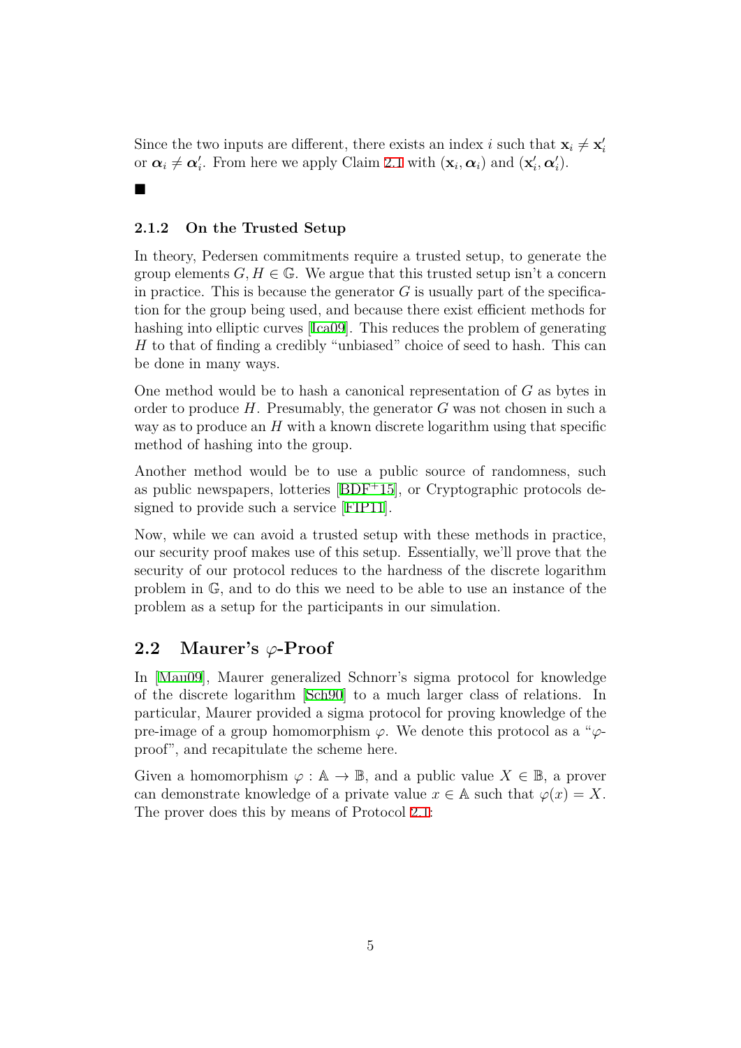Since the two inputs are different, there exists an index $i$ such that $\mathbf{x}_i \neq \mathbf{x}'_i$ or $\boldsymbol{\alpha}_i \neq \boldsymbol{\alpha}'_i$. From here we apply Claim 2.1 with $(\mathbf{x}_i, \boldsymbol{\alpha}_i)$ and $(\mathbf{x}'_i, \boldsymbol{\alpha}'_i)$.

■

### 2.1.2 On the Trusted Setup

In theory, Pedersen commitments require a trusted setup, to generate the group elements $G, H \in \mathbb{G}$. We argue that this trusted setup isn't a concern in practice. This is because the generator $G$ is usually part of the specification for the group being used, and because there exist efficient methods for hashing into elliptic curves [Ica09]. This reduces the problem of generating $H$ to that of finding a credibly "unbiased" choice of seed to hash. This can be done in many ways.

One method would be to hash a canonical representation of $G$ as bytes in order to produce $H$. Presumably, the generator $G$ was not chosen in such a way as to produce an $H$ with a known discrete logarithm using that specific method of hashing into the group.

Another method would be to use a public source of randomness, such as public newspapers, lotteries [BDF+15], or Cryptographic protocols designed to provide such a service [FIP11].

Now, while we can avoid a trusted setup with these methods in practice, our security proof makes use of this setup. Essentially, we'll prove that the security of our protocol reduces to the hardness of the discrete logarithm problem in $\mathbb{G}$, and to do this we need to be able to use an instance of the problem as a setup for the participants in our simulation.

## 2.2 Maurer's $\varphi$-Proof

In [Mau09], Maurer generalized Schnorr's sigma protocol for knowledge of the discrete logarithm [Sch90] to a much larger class of relations. In particular, Maurer provided a sigma protocol for proving knowledge of the pre-image of a group homomorphism $\varphi$. We denote this protocol as a "$\varphi$-proof", and recapitulate the scheme here.

Given a homomorphism $\varphi : \mathbb{A} \to \mathbb{B}$, and a public value $X \in \mathbb{B}$, a prover can demonstrate knowledge of a private value $x \in \mathbb{A}$ such that $\varphi(x) = X$. The prover does this by means of Protocol 2.1: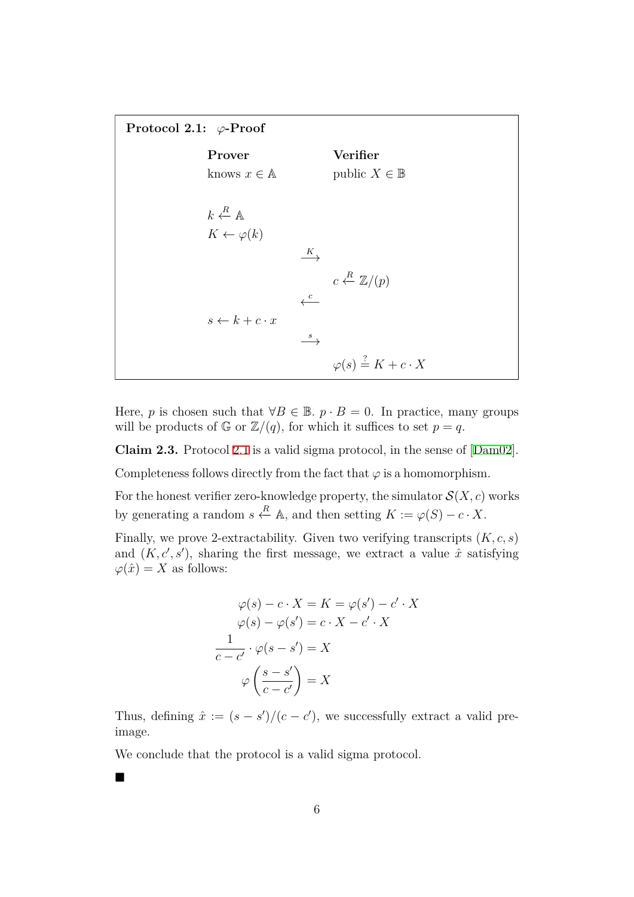**Protocol 2.1: $\varphi$-Proof**

| **Prover** | | **Verifier** |
|---|---|---|
| knows $x \in \mathbb{A}$ | | public $X \in \mathbb{B}$ |
| $k \xleftarrow{R} \mathbb{A}$ | | |
| $K \leftarrow \varphi(k)$ | | |
| | $\xrightarrow{K}$ | |
| | | $c \xleftarrow{R} \mathbb{Z}/(p)$ |
| | $\xleftarrow{c}$ | |
| $s \leftarrow k + c \cdot x$ | | |
| | $\xrightarrow{s}$ | |
| | | $\varphi(s) \stackrel{?}{=} K + c \cdot X$ |

Here, $p$ is chosen such that $\forall B \in \mathbb{B}.\ p \cdot B = 0$. In practice, many groups will be products of $\mathbb{G}$ or $\mathbb{Z}/(q)$, for which it suffices to set $p = q$.

**Claim 2.3.** Protocol 2.1 is a valid sigma protocol, in the sense of [Dam02].

Completeness follows directly from the fact that $\varphi$ is a homomorphism.

For the honest verifier zero-knowledge property, the simulator $\mathcal{S}(X, c)$ works by generating a random $s \xleftarrow{R} \mathbb{A}$, and then setting $K := \varphi(S) - c \cdot X$.

Finally, we prove 2-extractability. Given two verifying transcripts $(K, c, s)$ and $(K, c', s')$, sharing the first message, we extract a value $\hat{x}$ satisfying $\varphi(\hat{x}) = X$ as follows:

$$
\begin{aligned}
\varphi(s) - c \cdot X = K &= \varphi(s') - c' \cdot X \\
\varphi(s) - \varphi(s') &= c \cdot X - c' \cdot X \\
\frac{1}{c - c'} \cdot \varphi(s - s') &= X \\
\varphi\left(\frac{s - s'}{c - c'}\right) &= X
\end{aligned}
$$

Thus, defining $\hat{x} := (s - s')/(c - c')$, we successfully extract a valid pre-image.

We conclude that the protocol is a valid sigma protocol.

■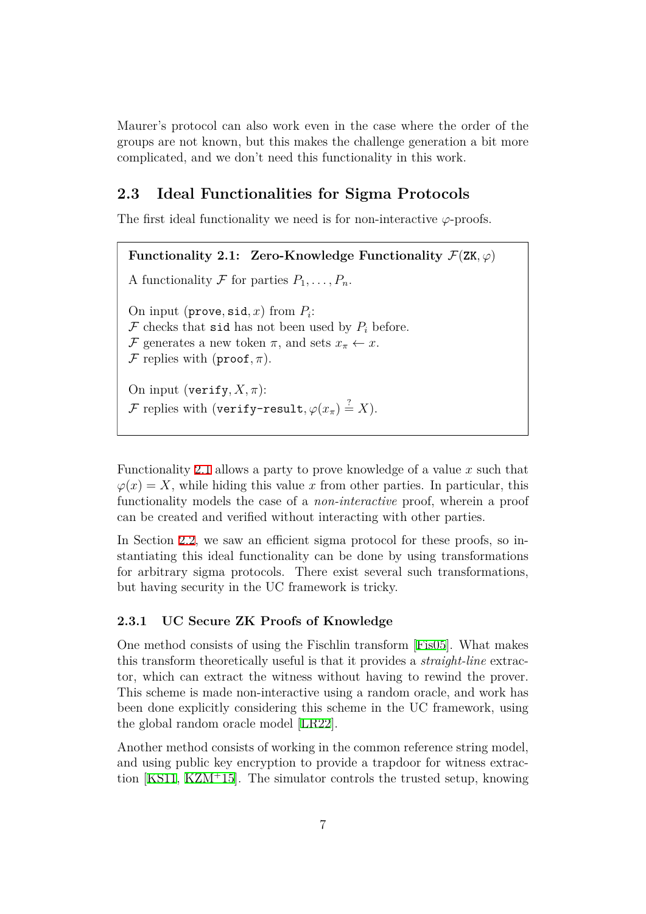Maurer's protocol can also work even in the case where the order of the groups are not known, but this makes the challenge generation a bit more complicated, and we don't need this functionality in this work.

## 2.3 Ideal Functionalities for Sigma Protocols

The first ideal functionality we need is for non-interactive $\varphi$-proofs.

> **Functionality 2.1: Zero-Knowledge Functionality $\mathcal{F}(\texttt{ZK}, \varphi)$**
>
> A functionality $\mathcal{F}$ for parties $P_1, \ldots, P_n$.
>
> On input $(\texttt{prove}, \texttt{sid}, x)$ from $P_i$:
> $\mathcal{F}$ checks that $\texttt{sid}$ has not been used by $P_i$ before.
> $\mathcal{F}$ generates a new token $\pi$, and sets $x_\pi \leftarrow x$.
> $\mathcal{F}$ replies with $(\texttt{proof}, \pi)$.
>
> On input $(\texttt{verify}, X, \pi)$:
> $\mathcal{F}$ replies with $(\texttt{verify-result}, \varphi(x_\pi) \stackrel{?}{=} X)$.

Functionality 2.1 allows a party to prove knowledge of a value $x$ such that $\varphi(x) = X$, while hiding this value $x$ from other parties. In particular, this functionality models the case of a *non-interactive* proof, wherein a proof can be created and verified without interacting with other parties.

In Section 2.2, we saw an efficient sigma protocol for these proofs, so instantiating this ideal functionality can be done by using transformations for arbitrary sigma protocols. There exist several such transformations, but having security in the UC framework is tricky.

### 2.3.1 UC Secure ZK Proofs of Knowledge

One method consists of using the Fischlin transform [Fis05]. What makes this transform theoretically useful is that it provides a *straight-line* extractor, which can extract the witness without having to rewind the prover. This scheme is made non-interactive using a random oracle, and work has been done explicitly considering this scheme in the UC framework, using the global random oracle model [LR22].

Another method consists of working in the common reference string model, and using public key encryption to provide a trapdoor for witness extraction [KS11, KZM+15]. The simulator controls the trusted setup, knowing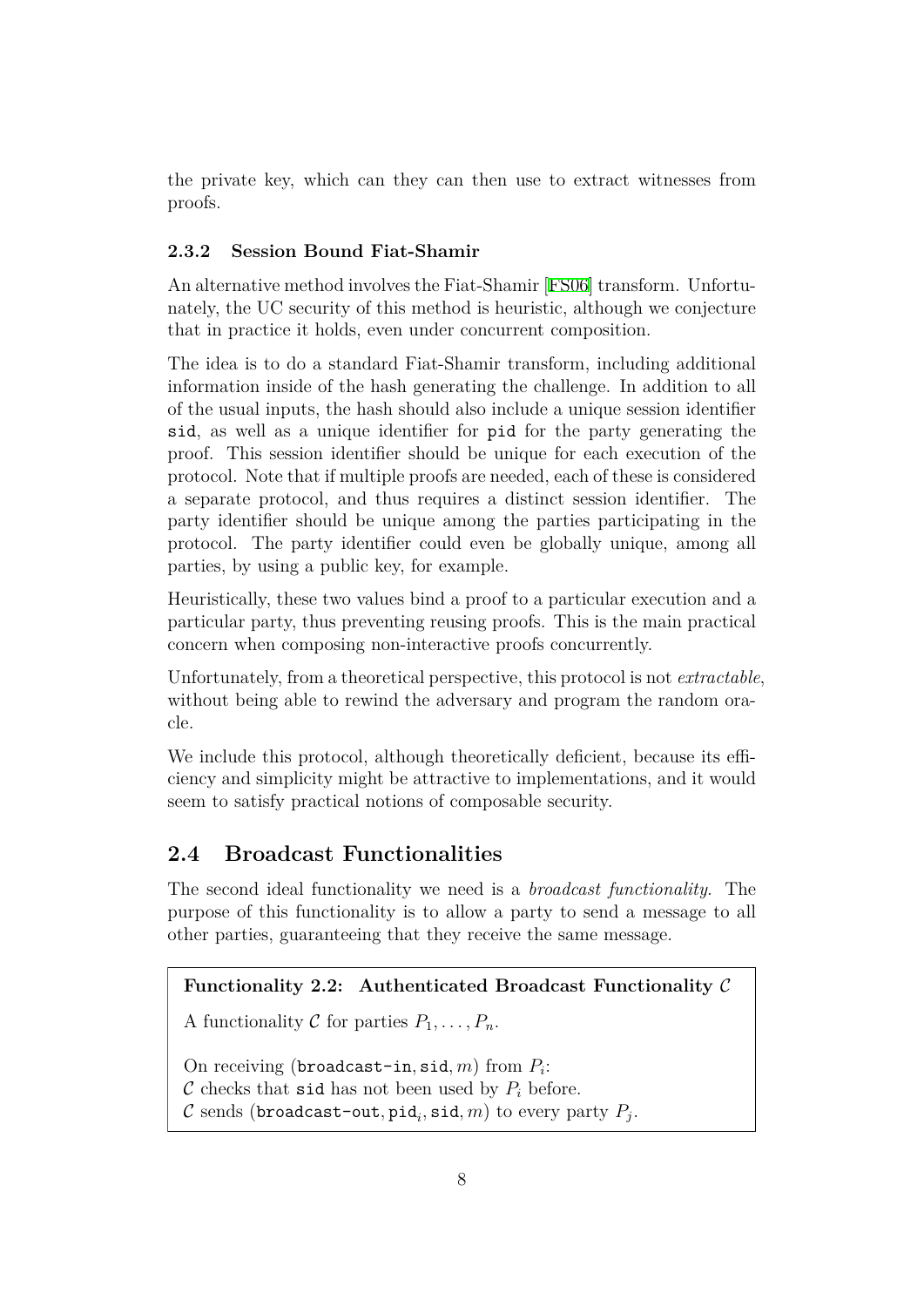the private key, which can they can then use to extract witnesses from proofs.

### 2.3.2 Session Bound Fiat-Shamir

An alternative method involves the Fiat-Shamir [FS06] transform. Unfortunately, the UC security of this method is heuristic, although we conjecture that in practice it holds, even under concurrent composition.

The idea is to do a standard Fiat-Shamir transform, including additional information inside of the hash generating the challenge. In addition to all of the usual inputs, the hash should also include a unique session identifier `sid`, as well as a unique identifier for `pid` for the party generating the proof. This session identifier should be unique for each execution of the protocol. Note that if multiple proofs are needed, each of these is considered a separate protocol, and thus requires a distinct session identifier. The party identifier should be unique among the parties participating in the protocol. The party identifier could even be globally unique, among all parties, by using a public key, for example.

Heuristically, these two values bind a proof to a particular execution and a particular party, thus preventing reusing proofs. This is the main practical concern when composing non-interactive proofs concurrently.

Unfortunately, from a theoretical perspective, this protocol is not *extractable*, without being able to rewind the adversary and program the random oracle.

We include this protocol, although theoretically deficient, because its efficiency and simplicity might be attractive to implementations, and it would seem to satisfy practical notions of composable security.

## 2.4 Broadcast Functionalities

The second ideal functionality we need is a *broadcast functionality*. The purpose of this functionality is to allow a party to send a message to all other parties, guaranteeing that they receive the same message.

**Functionality 2.2: Authenticated Broadcast Functionality $\mathcal{C}$**

A functionality $\mathcal{C}$ for parties $P_1, \ldots, P_n$.

On receiving $(\texttt{broadcast-in}, \texttt{sid}, m)$ from $P_i$:
$\mathcal{C}$ checks that `sid` has not been used by $P_i$ before.
$\mathcal{C}$ sends $(\texttt{broadcast-out}, \texttt{pid}_i, \texttt{sid}, m)$ to every party $P_j$.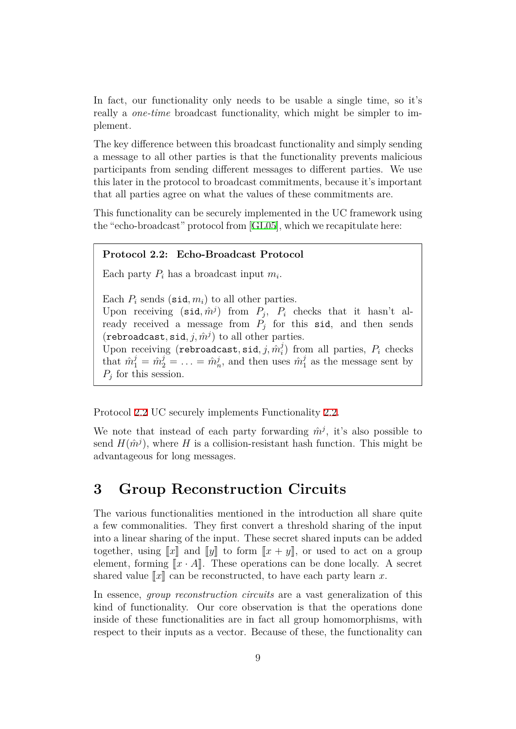In fact, our functionality only needs to be usable a single time, so it's really a *one-time* broadcast functionality, which might be simpler to implement.

The key difference between this broadcast functionality and simply sending a message to all other parties is that the functionality prevents malicious participants from sending different messages to different parties. We use this later in the protocol to broadcast commitments, because it's important that all parties agree on what the values of these commitments are.

This functionality can be securely implemented in the UC framework using the "echo-broadcast" protocol from [GL05], which we recapitulate here:

> **Protocol 2.2: Echo-Broadcast Protocol**
>
> Each party $P_i$ has a broadcast input $m_i$.
>
> Each $P_i$ sends $(\texttt{sid}, m_i)$ to all other parties.
> Upon receiving $(\texttt{sid}, \hat{m}^j)$ from $P_j$, $P_i$ checks that it hasn't already received a message from $P_j$ for this $\texttt{sid}$, and then sends $(\texttt{rebroadcast}, \texttt{sid}, j, \hat{m}^j)$ to all other parties.
> Upon receiving $(\texttt{rebroadcast}, \texttt{sid}, j, \hat{m}^j_i)$ from all parties, $P_i$ checks that $\hat{m}^j_1 = \hat{m}^j_2 = \ldots = \hat{m}^j_n$, and then uses $\hat{m}^j_1$ as the message sent by $P_j$ for this session.

Protocol 2.2 UC securely implements Functionality 2.2.

We note that instead of each party forwarding $\hat{m}^j$, it's also possible to send $H(\hat{m}^j)$, where $H$ is a collision-resistant hash function. This might be advantageous for long messages.

# 3 Group Reconstruction Circuits

The various functionalities mentioned in the introduction all share quite a few commonalities. They first convert a threshold sharing of the input into a linear sharing of the input. These secret shared inputs can be added together, using $[\![x]\!]$ and $[\![y]\!]$ to form $[\![x + y]\!]$, or used to act on a group element, forming $[\![x \cdot A]\!]$. These operations can be done locally. A secret shared value $[\![x]\!]$ can be reconstructed, to have each party learn $x$.

In essence, *group reconstruction circuits* are a vast generalization of this kind of functionality. Our core observation is that the operations done inside of these functionalities are in fact all group homomorphisms, with respect to their inputs as a vector. Because of these, the functionality can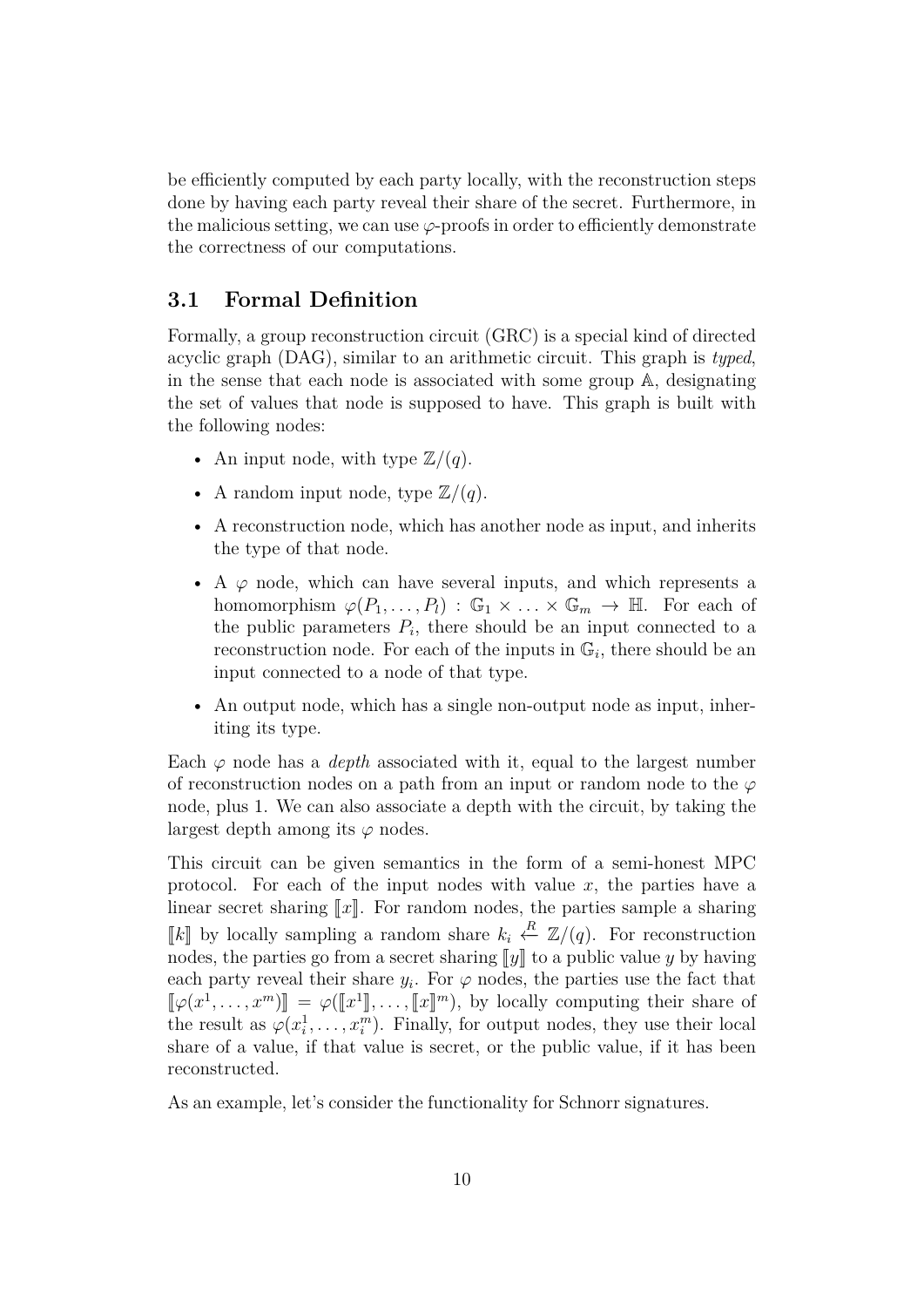be efficiently computed by each party locally, with the reconstruction steps done by having each party reveal their share of the secret. Furthermore, in the malicious setting, we can use $\varphi$-proofs in order to efficiently demonstrate the correctness of our computations.

## 3.1 Formal Definition

Formally, a group reconstruction circuit (GRC) is a special kind of directed acyclic graph (DAG), similar to an arithmetic circuit. This graph is *typed*, in the sense that each node is associated with some group $\mathbb{A}$, designating the set of values that node is supposed to have. This graph is built with the following nodes:

- An input node, with type $\mathbb{Z}/(q)$.
- A random input node, type $\mathbb{Z}/(q)$.
- A reconstruction node, which has another node as input, and inherits the type of that node.
- A $\varphi$ node, which can have several inputs, and which represents a homomorphism $\varphi(P_1, \ldots, P_l) : \mathbb{G}_1 \times \ldots \times \mathbb{G}_m \to \mathbb{H}$. For each of the public parameters $P_i$, there should be an input connected to a reconstruction node. For each of the inputs in $\mathbb{G}_i$, there should be an input connected to a node of that type.
- An output node, which has a single non-output node as input, inheriting its type.

Each $\varphi$ node has a *depth* associated with it, equal to the largest number of reconstruction nodes on a path from an input or random node to the $\varphi$ node, plus 1. We can also associate a depth with the circuit, by taking the largest depth among its $\varphi$ nodes.

This circuit can be given semantics in the form of a semi-honest MPC protocol. For each of the input nodes with value $x$, the parties have a linear secret sharing $[\![x]\!]$. For random nodes, the parties sample a sharing $[\![k]\!]$ by locally sampling a random share $k_i \xleftarrow{R} \mathbb{Z}/(q)$. For reconstruction nodes, the parties go from a secret sharing $[\![y]\!]$ to a public value $y$ by having each party reveal their share $y_i$. For $\varphi$ nodes, the parties use the fact that $[\![\varphi(x^1, \ldots, x^m)]\!] = \varphi([\![x^1]\!], \ldots, [\![x]\!]^m)$, by locally computing their share of the result as $\varphi(x_i^1, \ldots, x_i^m)$. Finally, for output nodes, they use their local share of a value, if that value is secret, or the public value, if it has been reconstructed.

As an example, let's consider the functionality for Schnorr signatures.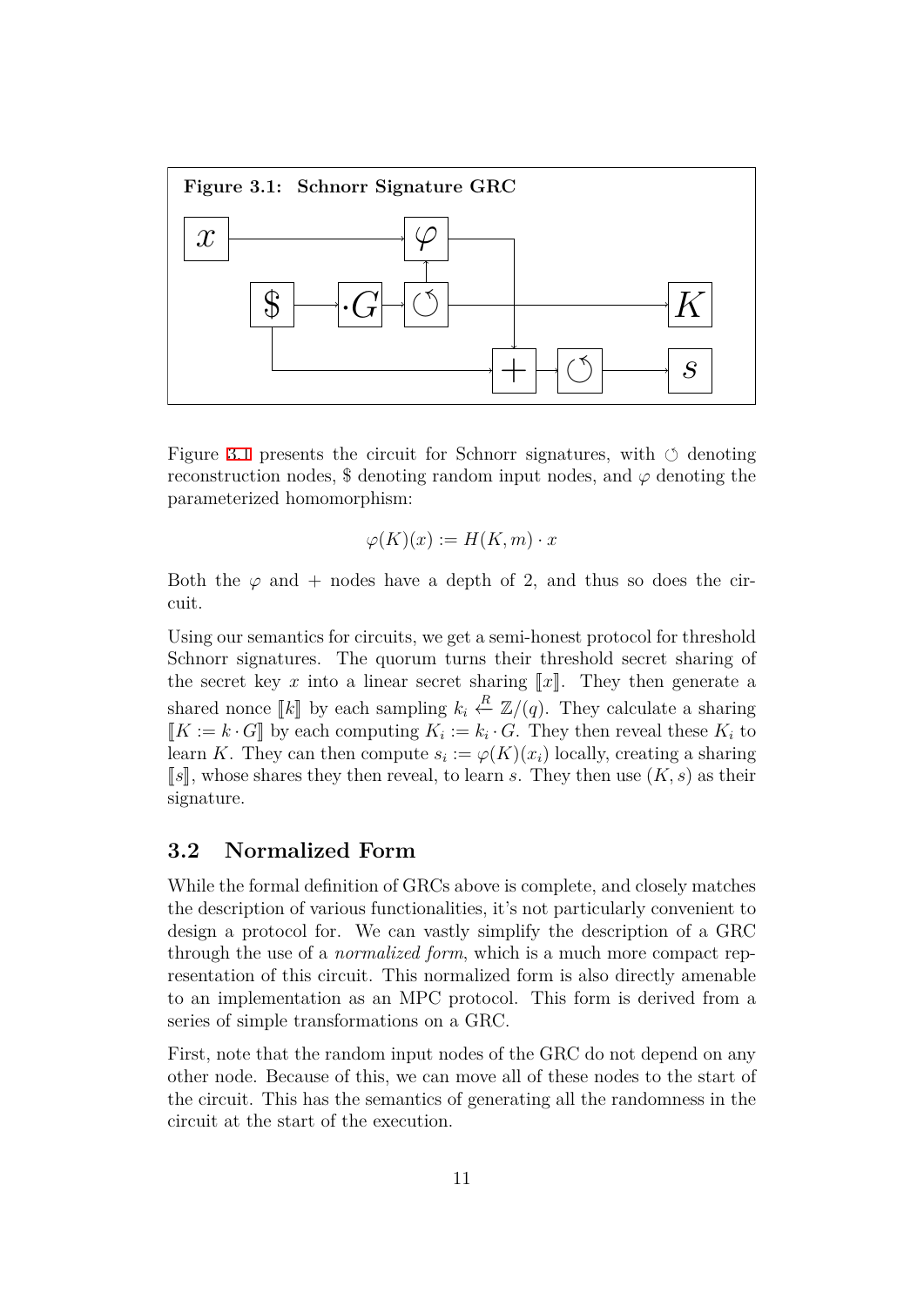**Figure 3.1: Schnorr Signature GRC**

Figure 3.1 presents the circuit for Schnorr signatures, with ↻ denoting reconstruction nodes, $ denoting random input nodes, and $\varphi$ denoting the parameterized homomorphism:

$$\varphi(K)(x) := H(K, m) \cdot x$$

Both the $\varphi$ and $+$ nodes have a depth of 2, and thus so does the circuit.

Using our semantics for circuits, we get a semi-honest protocol for threshold Schnorr signatures. The quorum turns their threshold secret sharing of the secret key $x$ into a linear secret sharing $[\![x]\!]$. They then generate a shared nonce $[\![k]\!]$ by each sampling $k_i \xleftarrow{R} \mathbb{Z}/(q)$. They calculate a sharing $[\![K := k \cdot G]\!]$ by each computing $K_i := k_i \cdot G$. They then reveal these $K_i$ to learn $K$. They can then compute $s_i := \varphi(K)(x_i)$ locally, creating a sharing $[\![s]\!]$, whose shares they then reveal, to learn $s$. They then use $(K, s)$ as their signature.

## 3.2 Normalized Form

While the formal definition of GRCs above is complete, and closely matches the description of various functionalities, it's not particularly convenient to design a protocol for. We can vastly simplify the description of a GRC through the use of a *normalized form*, which is a much more compact representation of this circuit. This normalized form is also directly amenable to an implementation as an MPC protocol. This form is derived from a series of simple transformations on a GRC.

First, note that the random input nodes of the GRC do not depend on any other node. Because of this, we can move all of these nodes to the start of the circuit. This has the semantics of generating all the randomness in the circuit at the start of the execution.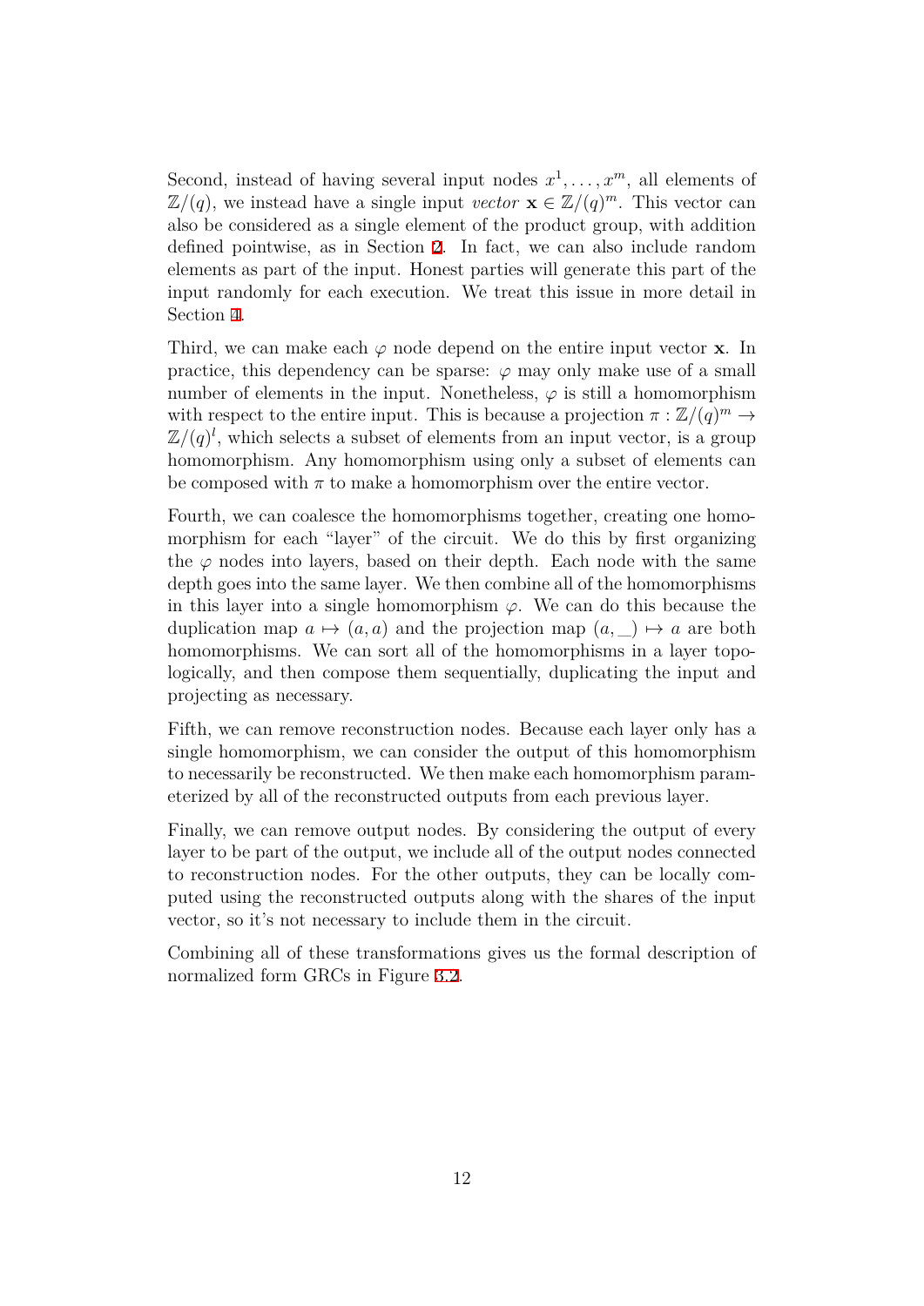Second, instead of having several input nodes $x^1, \ldots, x^m$, all elements of $\mathbb{Z}/(q)$, we instead have a single input *vector* $\mathbf{x} \in \mathbb{Z}/(q)^m$. This vector can also be considered as a single element of the product group, with addition defined pointwise, as in Section 2. In fact, we can also include random elements as part of the input. Honest parties will generate this part of the input randomly for each execution. We treat this issue in more detail in Section 4.

Third, we can make each $\varphi$ node depend on the entire input vector $\mathbf{x}$. In practice, this dependency can be sparse: $\varphi$ may only make use of a small number of elements in the input. Nonetheless, $\varphi$ is still a homomorphism with respect to the entire input. This is because a projection $\pi : \mathbb{Z}/(q)^m \to \mathbb{Z}/(q)^l$, which selects a subset of elements from an input vector, is a group homomorphism. Any homomorphism using only a subset of elements can be composed with $\pi$ to make a homomorphism over the entire vector.

Fourth, we can coalesce the homomorphisms together, creating one homomorphism for each "layer" of the circuit. We do this by first organizing the $\varphi$ nodes into layers, based on their depth. Each node with the same depth goes into the same layer. We then combine all of the homomorphisms in this layer into a single homomorphism $\varphi$. We can do this because the duplication map $a \mapsto (a, a)$ and the projection map $(a, \_) \mapsto a$ are both homomorphisms. We can sort all of the homomorphisms in a layer topologically, and then compose them sequentially, duplicating the input and projecting as necessary.

Fifth, we can remove reconstruction nodes. Because each layer only has a single homomorphism, we can consider the output of this homomorphism to necessarily be reconstructed. We then make each homomorphism parameterized by all of the reconstructed outputs from each previous layer.

Finally, we can remove output nodes. By considering the output of every layer to be part of the output, we include all of the output nodes connected to reconstruction nodes. For the other outputs, they can be locally computed using the reconstructed outputs along with the shares of the input vector, so it's not necessary to include them in the circuit.

Combining all of these transformations gives us the formal description of normalized form GRCs in Figure 3.2.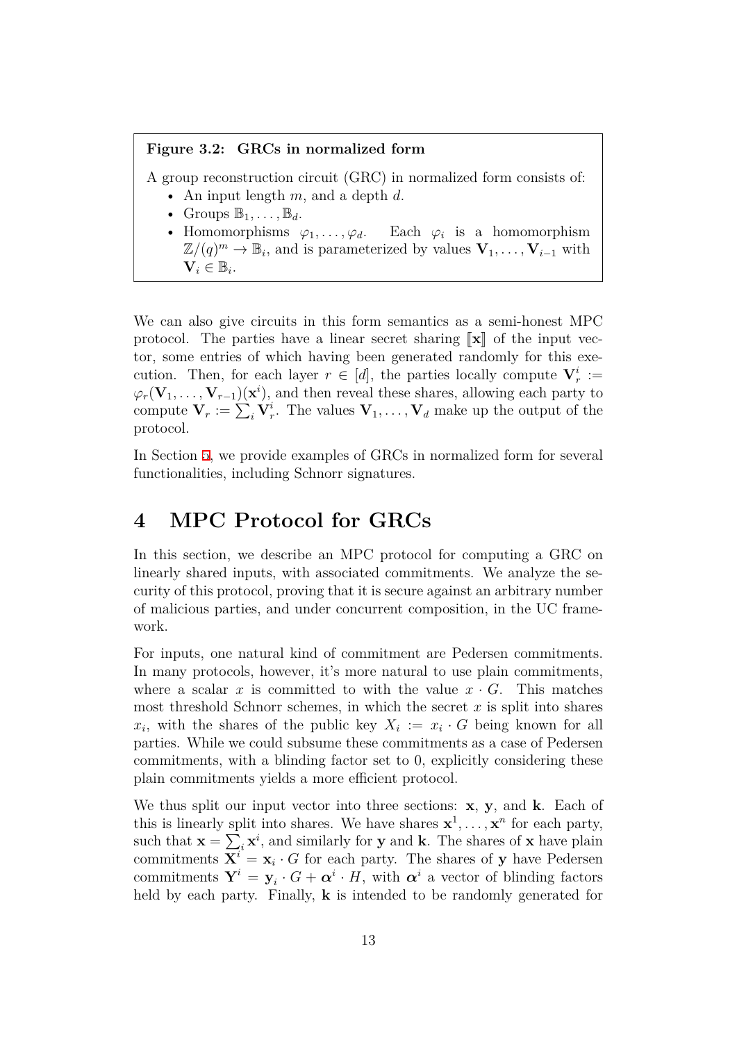**Figure 3.2: GRCs in normalized form**

A group reconstruction circuit (GRC) in normalized form consists of:

- An input length $m$, and a depth $d$.
- Groups $\mathbb{B}_1, \ldots, \mathbb{B}_d$.
- Homomorphisms $\varphi_1, \ldots, \varphi_d$. Each $\varphi_i$ is a homomorphism $\mathbb{Z}/(q)^m \to \mathbb{B}_i$, and is parameterized by values $\mathbf{V}_1, \ldots, \mathbf{V}_{i-1}$ with $\mathbf{V}_i \in \mathbb{B}_i$.

We can also give circuits in this form semantics as a semi-honest MPC protocol. The parties have a linear secret sharing $[\![\mathbf{x}]\!]$ of the input vector, some entries of which having been generated randomly for this execution. Then, for each layer $r \in [d]$, the parties locally compute $\mathbf{V}_r^i := \varphi_r(\mathbf{V}_1, \ldots, \mathbf{V}_{r-1})(\mathbf{x}^i)$, and then reveal these shares, allowing each party to compute $\mathbf{V}_r := \sum_i \mathbf{V}_r^i$. The values $\mathbf{V}_1, \ldots, \mathbf{V}_d$ make up the output of the protocol.

In Section 5, we provide examples of GRCs in normalized form for several functionalities, including Schnorr signatures.

# 4 MPC Protocol for GRCs

In this section, we describe an MPC protocol for computing a GRC on linearly shared inputs, with associated commitments. We analyze the security of this protocol, proving that it is secure against an arbitrary number of malicious parties, and under concurrent composition, in the UC framework.

For inputs, one natural kind of commitment are Pedersen commitments. In many protocols, however, it's more natural to use plain commitments, where a scalar $x$ is committed to with the value $x \cdot G$. This matches most threshold Schnorr schemes, in which the secret $x$ is split into shares $x_i$, with the shares of the public key $X_i := x_i \cdot G$ being known for all parties. While we could subsume these commitments as a case of Pedersen commitments, with a blinding factor set to 0, explicitly considering these plain commitments yields a more efficient protocol.

We thus split our input vector into three sections: $\mathbf{x}$, $\mathbf{y}$, and $\mathbf{k}$. Each of this is linearly split into shares. We have shares $\mathbf{x}^1, \ldots, \mathbf{x}^n$ for each party, such that $\mathbf{x} = \sum_i \mathbf{x}^i$, and similarly for $\mathbf{y}$ and $\mathbf{k}$. The shares of $\mathbf{x}$ have plain commitments $\mathbf{X}^i = \mathbf{x}_i \cdot G$ for each party. The shares of $\mathbf{y}$ have Pedersen commitments $\mathbf{Y}^i = \mathbf{y}_i \cdot G + \boldsymbol{\alpha}^i \cdot H$, with $\boldsymbol{\alpha}^i$ a vector of blinding factors held by each party. Finally, $\mathbf{k}$ is intended to be randomly generated for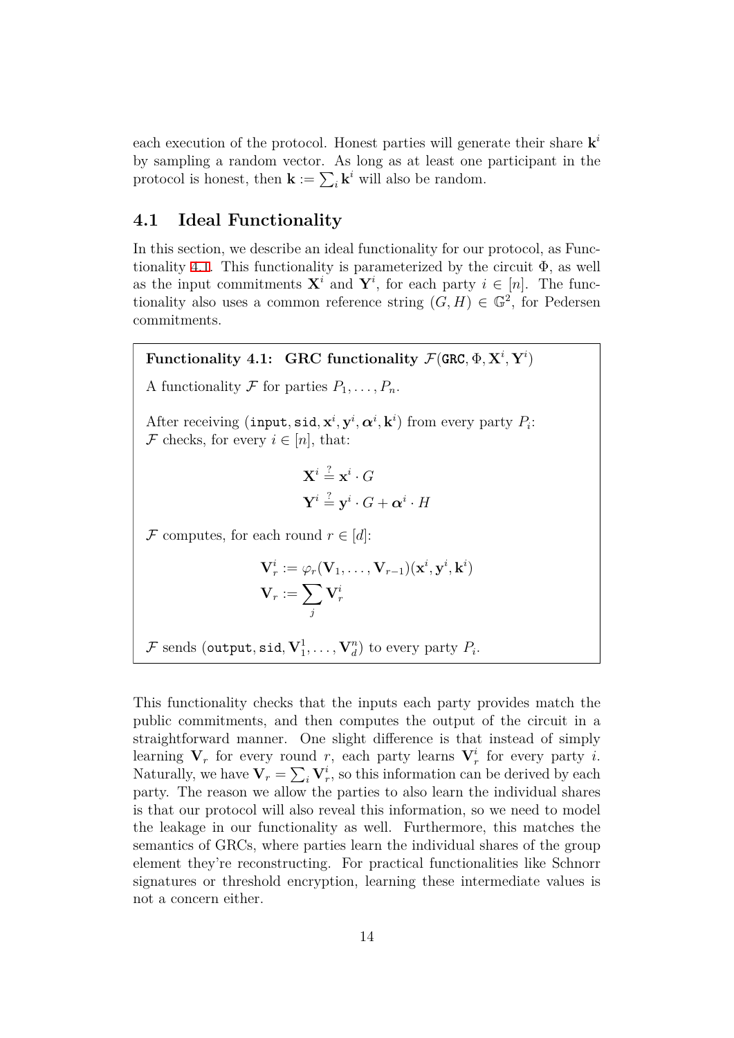each execution of the protocol. Honest parties will generate their share $\mathbf{k}^i$ by sampling a random vector. As long as at least one participant in the protocol is honest, then $\mathbf{k} := \sum_i \mathbf{k}^i$ will also be random.

## 4.1 Ideal Functionality

In this section, we describe an ideal functionality for our protocol, as Functionality 4.1. This functionality is parameterized by the circuit $\Phi$, as well as the input commitments $\mathbf{X}^i$ and $\mathbf{Y}^i$, for each party $i \in [n]$. The functionality also uses a common reference string $(G, H) \in \mathbb{G}^2$, for Pedersen commitments.

---

**Functionality 4.1: GRC functionality $\mathcal{F}(\texttt{GRC}, \Phi, \mathbf{X}^i, \mathbf{Y}^i)$**

A functionality $\mathcal{F}$ for parties $P_1, \ldots, P_n$.

After receiving $(\texttt{input}, \texttt{sid}, \mathbf{x}^i, \mathbf{y}^i, \boldsymbol{\alpha}^i, \mathbf{k}^i)$ from every party $P_i$:
$\mathcal{F}$ checks, for every $i \in [n]$, that:

$$\mathbf{X}^i \stackrel{?}{=} \mathbf{x}^i \cdot G$$
$$\mathbf{Y}^i \stackrel{?}{=} \mathbf{y}^i \cdot G + \boldsymbol{\alpha}^i \cdot H$$

$\mathcal{F}$ computes, for each round $r \in [d]$:

$$\mathbf{V}^i_r := \varphi_r(\mathbf{V}_1, \ldots, \mathbf{V}_{r-1})(\mathbf{x}^i, \mathbf{y}^i, \mathbf{k}^i)$$
$$\mathbf{V}_r := \sum_j \mathbf{V}^i_r$$

$\mathcal{F}$ sends $(\texttt{output}, \texttt{sid}, \mathbf{V}^1_1, \ldots, \mathbf{V}^n_d)$ to every party $P_i$.

---

This functionality checks that the inputs each party provides match the public commitments, and then computes the output of the circuit in a straightforward manner. One slight difference is that instead of simply learning $\mathbf{V}_r$ for every round $r$, each party learns $\mathbf{V}^i_r$ for every party $i$. Naturally, we have $\mathbf{V}_r = \sum_i \mathbf{V}^i_r$, so this information can be derived by each party. The reason we allow the parties to also learn the individual shares is that our protocol will also reveal this information, so we need to model the leakage in our functionality as well. Furthermore, this matches the semantics of GRCs, where parties learn the individual shares of the group element they're reconstructing. For practical functionalities like Schnorr signatures or threshold encryption, learning these intermediate values is not a concern either.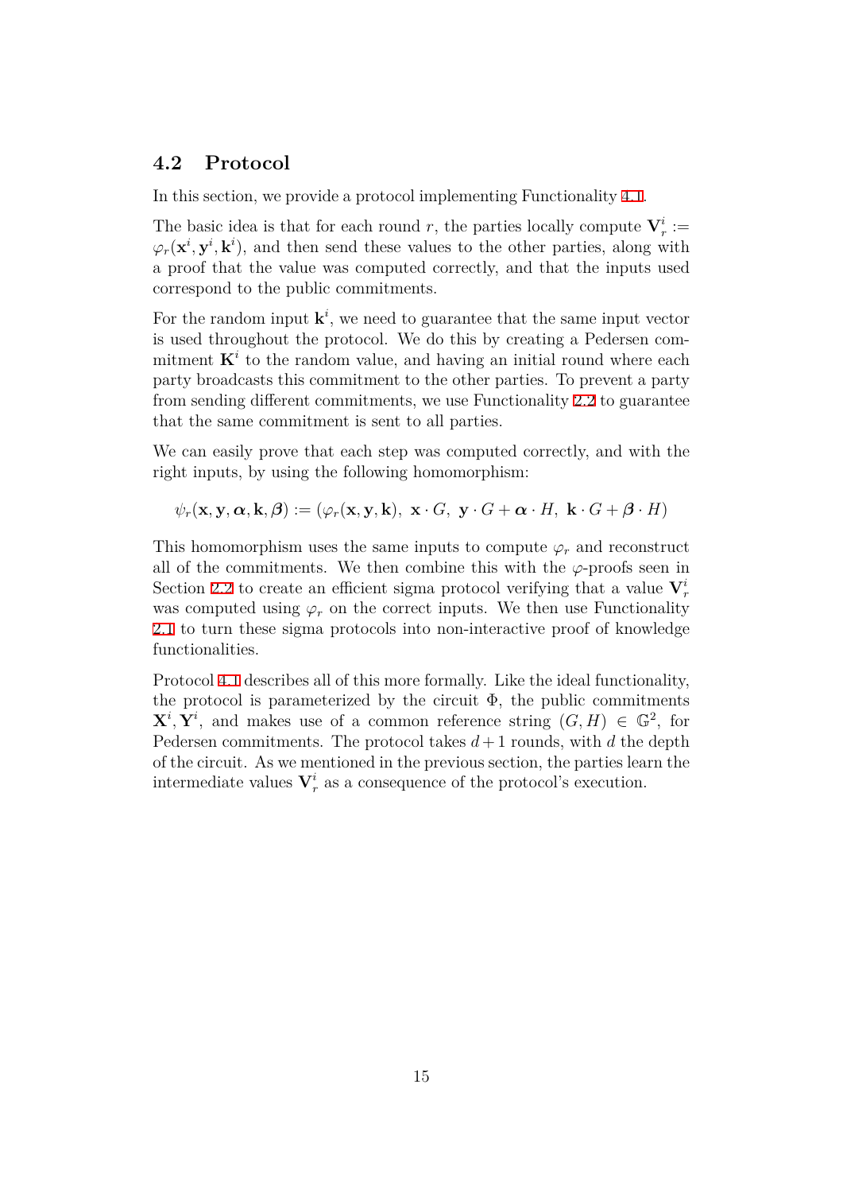## 4.2 Protocol

In this section, we provide a protocol implementing Functionality 4.1.

The basic idea is that for each round $r$, the parties locally compute $\mathbf{V}_r^i := \varphi_r(\mathbf{x}^i, \mathbf{y}^i, \mathbf{k}^i)$, and then send these values to the other parties, along with a proof that the value was computed correctly, and that the inputs used correspond to the public commitments.

For the random input $\mathbf{k}^i$, we need to guarantee that the same input vector is used throughout the protocol. We do this by creating a Pedersen commitment $\mathbf{K}^i$ to the random value, and having an initial round where each party broadcasts this commitment to the other parties. To prevent a party from sending different commitments, we use Functionality 2.2 to guarantee that the same commitment is sent to all parties.

We can easily prove that each step was computed correctly, and with the right inputs, by using the following homomorphism:

$$\psi_r(\mathbf{x}, \mathbf{y}, \boldsymbol{\alpha}, \mathbf{k}, \boldsymbol{\beta}) := (\varphi_r(\mathbf{x}, \mathbf{y}, \mathbf{k}),\ \mathbf{x} \cdot G,\ \mathbf{y} \cdot G + \boldsymbol{\alpha} \cdot H,\ \mathbf{k} \cdot G + \boldsymbol{\beta} \cdot H)$$

This homomorphism uses the same inputs to compute $\varphi_r$ and reconstruct all of the commitments. We then combine this with the $\varphi$-proofs seen in Section 2.2 to create an efficient sigma protocol verifying that a value $\mathbf{V}_r^i$ was computed using $\varphi_r$ on the correct inputs. We then use Functionality 2.1 to turn these sigma protocols into non-interactive proof of knowledge functionalities.

Protocol 4.1 describes all of this more formally. Like the ideal functionality, the protocol is parameterized by the circuit $\Phi$, the public commitments $\mathbf{X}^i, \mathbf{Y}^i$, and makes use of a common reference string $(G, H) \in \mathbb{G}^2$, for Pedersen commitments. The protocol takes $d+1$ rounds, with $d$ the depth of the circuit. As we mentioned in the previous section, the parties learn the intermediate values $\mathbf{V}_r^i$ as a consequence of the protocol's execution.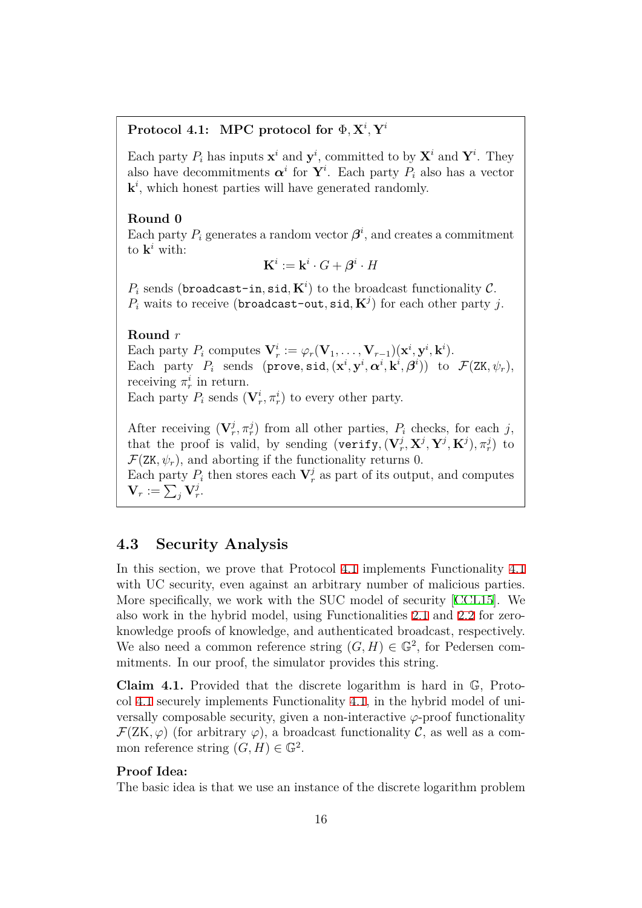**Protocol 4.1: MPC protocol for $\Phi, \mathbf{X}^i, \mathbf{Y}^i$**

Each party $P_i$ has inputs $\mathbf{x}^i$ and $\mathbf{y}^i$, committed to by $\mathbf{X}^i$ and $\mathbf{Y}^i$. They also have decommitments $\boldsymbol{\alpha}^i$ for $\mathbf{Y}^i$. Each party $P_i$ also has a vector $\mathbf{k}^i$, which honest parties will have generated randomly.

**Round 0**
Each party $P_i$ generates a random vector $\boldsymbol{\beta}^i$, and creates a commitment to $\mathbf{k}^i$ with:

$$\mathbf{K}^i := \mathbf{k}^i \cdot G + \boldsymbol{\beta}^i \cdot H$$

$P_i$ sends $(\texttt{broadcast-in}, \texttt{sid}, \mathbf{K}^i)$ to the broadcast functionality $\mathcal{C}$.
$P_i$ waits to receive $(\texttt{broadcast-out}, \texttt{sid}, \mathbf{K}^j)$ for each other party $j$.

**Round $r$**
Each party $P_i$ computes $\mathbf{V}^i_r := \varphi_r(\mathbf{V}_1, \ldots, \mathbf{V}_{r-1})(\mathbf{x}^i, \mathbf{y}^i, \mathbf{k}^i)$.
Each party $P_i$ sends $(\texttt{prove}, \texttt{sid}, (\mathbf{x}^i, \mathbf{y}^i, \boldsymbol{\alpha}^i, \mathbf{k}^i, \boldsymbol{\beta}^i))$ to $\mathcal{F}(\texttt{ZK}, \psi_r)$, receiving $\pi^i_r$ in return.
Each party $P_i$ sends $(\mathbf{V}^i_r, \pi^i_r)$ to every other party.

After receiving $(\mathbf{V}^j_r, \pi^j_r)$ from all other parties, $P_i$ checks, for each $j$, that the proof is valid, by sending $(\texttt{verify}, (\mathbf{V}^j_r, \mathbf{X}^j, \mathbf{Y}^j, \mathbf{K}^j), \pi^j_r)$ to $\mathcal{F}(\texttt{ZK}, \psi_r)$, and aborting if the functionality returns 0.
Each party $P_i$ then stores each $\mathbf{V}^j_r$ as part of its output, and computes $\mathbf{V}_r := \sum_j \mathbf{V}^j_r$.

## 4.3 Security Analysis

In this section, we prove that Protocol 4.1 implements Functionality 4.1 with UC security, even against an arbitrary number of malicious parties. More specifically, we work with the SUC model of security [CCL15]. We also work in the hybrid model, using Functionalities 2.1 and 2.2 for zero-knowledge proofs of knowledge, and authenticated broadcast, respectively. We also need a common reference string $(G, H) \in \mathbb{G}^2$, for Pedersen commitments. In our proof, the simulator provides this string.

**Claim 4.1.** Provided that the discrete logarithm is hard in $\mathbb{G}$, Protocol 4.1 securely implements Functionality 4.1, in the hybrid model of universally composable security, given a non-interactive $\varphi$-proof functionality $\mathcal{F}(\text{ZK}, \varphi)$ (for arbitrary $\varphi$), a broadcast functionality $\mathcal{C}$, as well as a common reference string $(G, H) \in \mathbb{G}^2$.

**Proof Idea:**
The basic idea is that we use an instance of the discrete logarithm problem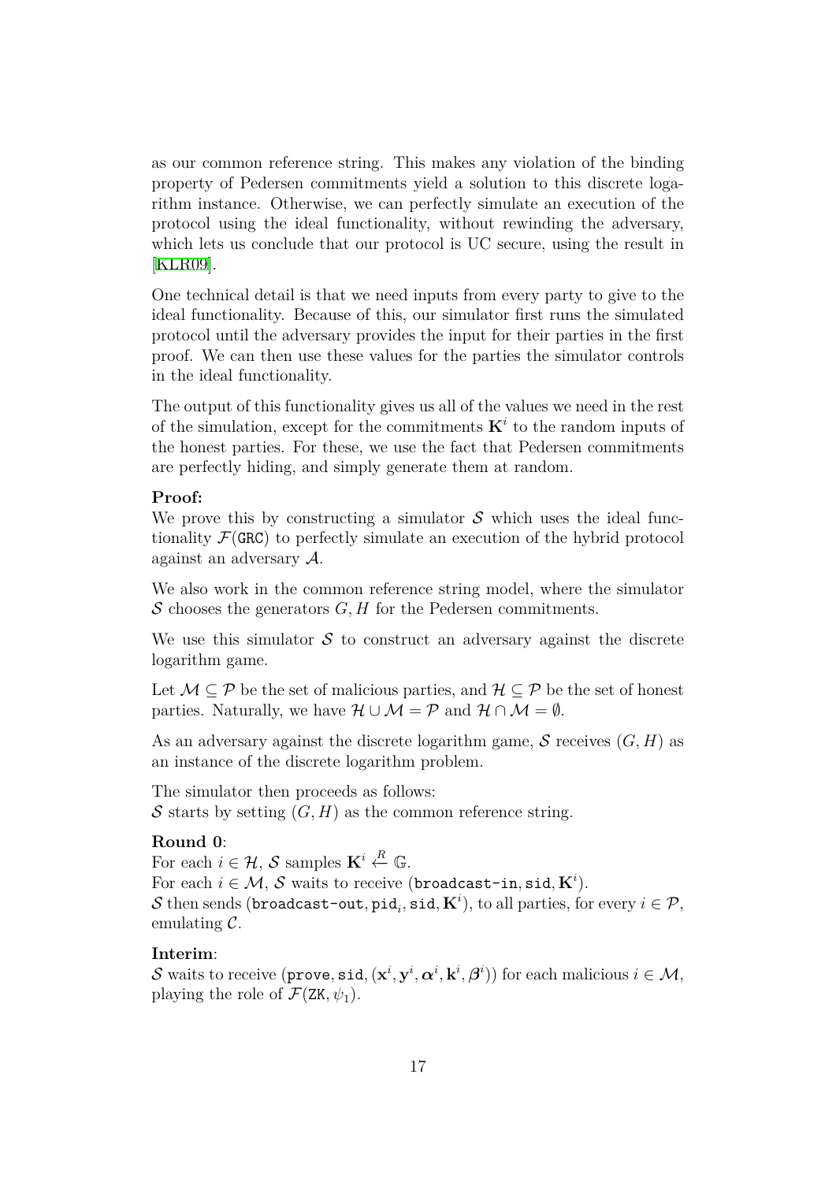as our common reference string. This makes any violation of the binding property of Pedersen commitments yield a solution to this discrete logarithm instance. Otherwise, we can perfectly simulate an execution of the protocol using the ideal functionality, without rewinding the adversary, which lets us conclude that our protocol is UC secure, using the result in [KLR09].

One technical detail is that we need inputs from every party to give to the ideal functionality. Because of this, our simulator first runs the simulated protocol until the adversary provides the input for their parties in the first proof. We can then use these values for the parties the simulator controls in the ideal functionality.

The output of this functionality gives us all of the values we need in the rest of the simulation, except for the commitments $\mathbf{K}^i$ to the random inputs of the honest parties. For these, we use the fact that Pedersen commitments are perfectly hiding, and simply generate them at random.

**Proof:**
We prove this by constructing a simulator $\mathcal{S}$ which uses the ideal functionality $\mathcal{F}(\texttt{GRC})$ to perfectly simulate an execution of the hybrid protocol against an adversary $\mathcal{A}$.

We also work in the common reference string model, where the simulator $\mathcal{S}$ chooses the generators $G, H$ for the Pedersen commitments.

We use this simulator $\mathcal{S}$ to construct an adversary against the discrete logarithm game.

Let $\mathcal{M} \subseteq \mathcal{P}$ be the set of malicious parties, and $\mathcal{H} \subseteq \mathcal{P}$ be the set of honest parties. Naturally, we have $\mathcal{H} \cup \mathcal{M} = \mathcal{P}$ and $\mathcal{H} \cap \mathcal{M} = \emptyset$.

As an adversary against the discrete logarithm game, $\mathcal{S}$ receives $(G, H)$ as an instance of the discrete logarithm problem.

The simulator then proceeds as follows:
$\mathcal{S}$ starts by setting $(G, H)$ as the common reference string.

**Round 0**:
For each $i \in \mathcal{H}$, $\mathcal{S}$ samples $\mathbf{K}^i \xleftarrow{R} \mathbb{G}$.
For each $i \in \mathcal{M}$, $\mathcal{S}$ waits to receive $(\texttt{broadcast-in}, \texttt{sid}, \mathbf{K}^i)$.
$\mathcal{S}$ then sends $(\texttt{broadcast-out}, \texttt{pid}_i, \texttt{sid}, \mathbf{K}^i)$, to all parties, for every $i \in \mathcal{P}$, emulating $\mathcal{C}$.

**Interim**:
$\mathcal{S}$ waits to receive $(\texttt{prove}, \texttt{sid}, (\mathbf{x}^i, \mathbf{y}^i, \boldsymbol{\alpha}^i, \mathbf{k}^i, \boldsymbol{\beta}^i))$ for each malicious $i \in \mathcal{M}$, playing the role of $\mathcal{F}(\texttt{ZK}, \psi_1)$.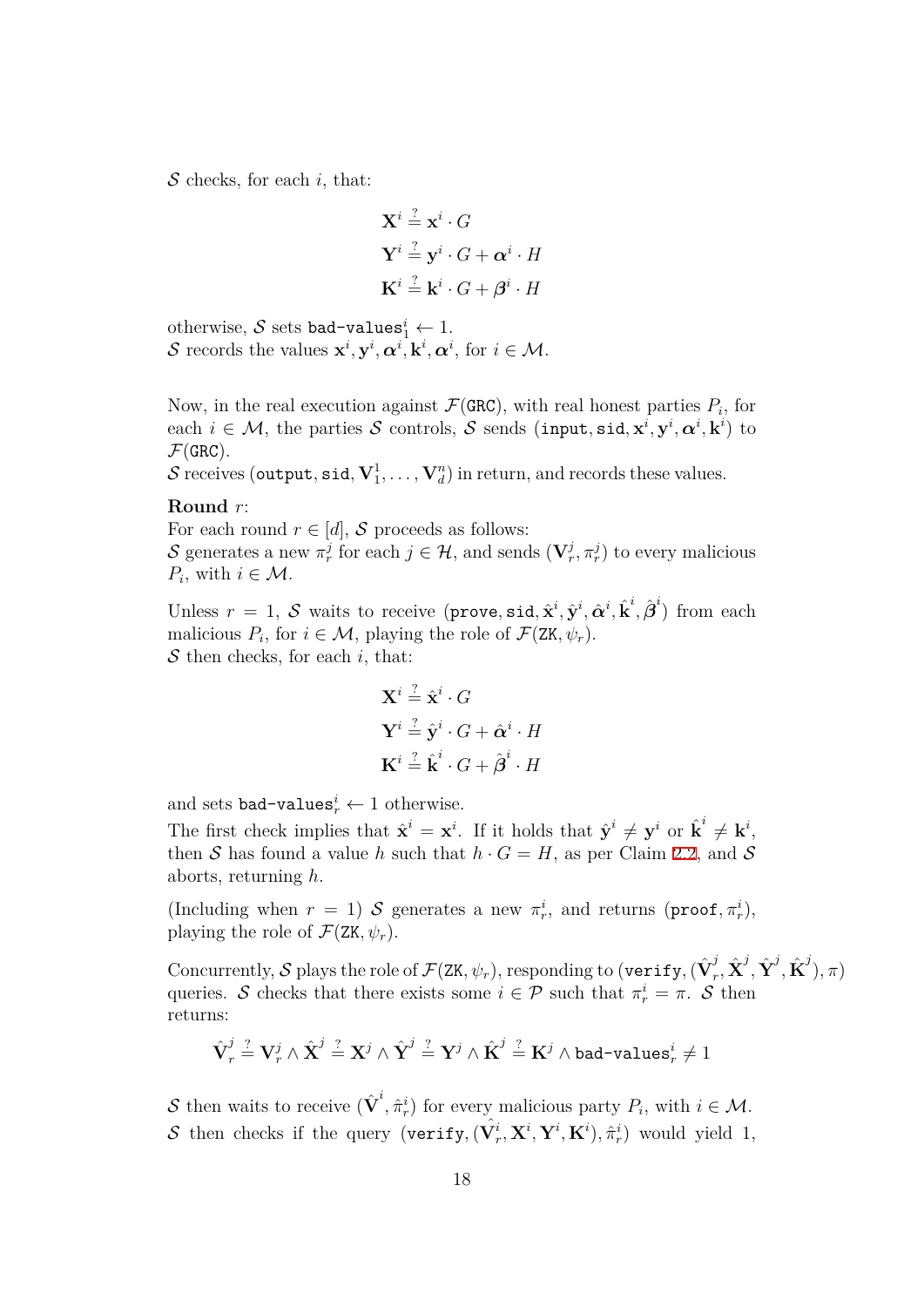$\mathcal{S}$ checks, for each $i$, that:

$$\mathbf{X}^i \stackrel{?}{=} \mathbf{x}^i \cdot G$$
$$\mathbf{Y}^i \stackrel{?}{=} \mathbf{y}^i \cdot G + \boldsymbol{\alpha}^i \cdot H$$
$$\mathbf{K}^i \stackrel{?}{=} \mathbf{k}^i \cdot G + \boldsymbol{\beta}^i \cdot H$$

otherwise, $\mathcal{S}$ sets $\texttt{bad-values}_1^i \leftarrow 1$.
$\mathcal{S}$ records the values $\mathbf{x}^i, \mathbf{y}^i, \boldsymbol{\alpha}^i, \mathbf{k}^i, \boldsymbol{\alpha}^i$, for $i \in \mathcal{M}$.

Now, in the real execution against $\mathcal{F}(\texttt{GRC})$, with real honest parties $P_i$, for each $i \in \mathcal{M}$, the parties $\mathcal{S}$ controls, $\mathcal{S}$ sends $(\texttt{input}, \texttt{sid}, \mathbf{x}^i, \mathbf{y}^i, \boldsymbol{\alpha}^i, \mathbf{k}^i)$ to $\mathcal{F}(\texttt{GRC})$.
$\mathcal{S}$ receives $(\texttt{output}, \texttt{sid}, \mathbf{V}_1^1, \ldots, \mathbf{V}_d^n)$ in return, and records these values.

**Round** $r$:
For each round $r \in [d]$, $\mathcal{S}$ proceeds as follows:
$\mathcal{S}$ generates a new $\pi_r^j$ for each $j \in \mathcal{H}$, and sends $(\mathbf{V}_r^j, \pi_r^j)$ to every malicious $P_i$, with $i \in \mathcal{M}$.

Unless $r = 1$, $\mathcal{S}$ waits to receive $(\texttt{prove}, \texttt{sid}, \hat{\mathbf{x}}^i, \hat{\mathbf{y}}^i, \hat{\boldsymbol{\alpha}}^i, \hat{\mathbf{k}}^i, \hat{\boldsymbol{\beta}}^i)$ from each malicious $P_i$, for $i \in \mathcal{M}$, playing the role of $\mathcal{F}(\texttt{ZK}, \psi_r)$.
$\mathcal{S}$ then checks, for each $i$, that:

$$\mathbf{X}^i \stackrel{?}{=} \hat{\mathbf{x}}^i \cdot G$$
$$\mathbf{Y}^i \stackrel{?}{=} \hat{\mathbf{y}}^i \cdot G + \hat{\boldsymbol{\alpha}}^i \cdot H$$
$$\mathbf{K}^i \stackrel{?}{=} \hat{\mathbf{k}}^i \cdot G + \hat{\boldsymbol{\beta}}^i \cdot H$$

and sets $\texttt{bad-values}_r^i \leftarrow 1$ otherwise.
The first check implies that $\hat{\mathbf{x}}^i = \mathbf{x}^i$. If it holds that $\hat{\mathbf{y}}^i \neq \mathbf{y}^i$ or $\hat{\mathbf{k}}^i \neq \mathbf{k}^i$, then $\mathcal{S}$ has found a value $h$ such that $h \cdot G = H$, as per Claim 2.2, and $\mathcal{S}$ aborts, returning $h$.

(Including when $r = 1$) $\mathcal{S}$ generates a new $\pi_r^i$, and returns $(\texttt{proof}, \pi_r^i)$, playing the role of $\mathcal{F}(\texttt{ZK}, \psi_r)$.

Concurrently, $\mathcal{S}$ plays the role of $\mathcal{F}(\texttt{ZK}, \psi_r)$, responding to $(\texttt{verify}, (\hat{\mathbf{V}}_r^j, \hat{\mathbf{X}}^j, \hat{\mathbf{Y}}^j, \hat{\mathbf{K}}^j), \pi)$ queries. $\mathcal{S}$ checks that there exists some $i \in \mathcal{P}$ such that $\pi_r^i = \pi$. $\mathcal{S}$ then returns:

$$\hat{\mathbf{V}}_r^j \stackrel{?}{=} \mathbf{V}_r^j \wedge \hat{\mathbf{X}}^j \stackrel{?}{=} \mathbf{X}^j \wedge \hat{\mathbf{Y}}^j \stackrel{?}{=} \mathbf{Y}^j \wedge \hat{\mathbf{K}}^j \stackrel{?}{=} \mathbf{K}^j \wedge \texttt{bad-values}_r^i \neq 1$$

$\mathcal{S}$ then waits to receive $(\hat{\mathbf{V}}^i, \hat{\pi}_r^i)$ for every malicious party $P_i$, with $i \in \mathcal{M}$.
$\mathcal{S}$ then checks if the query $(\texttt{verify}, (\hat{\mathbf{V}}_r^i, \mathbf{X}^i, \mathbf{Y}^i, \mathbf{K}^i), \hat{\pi}_r^i)$ would yield 1,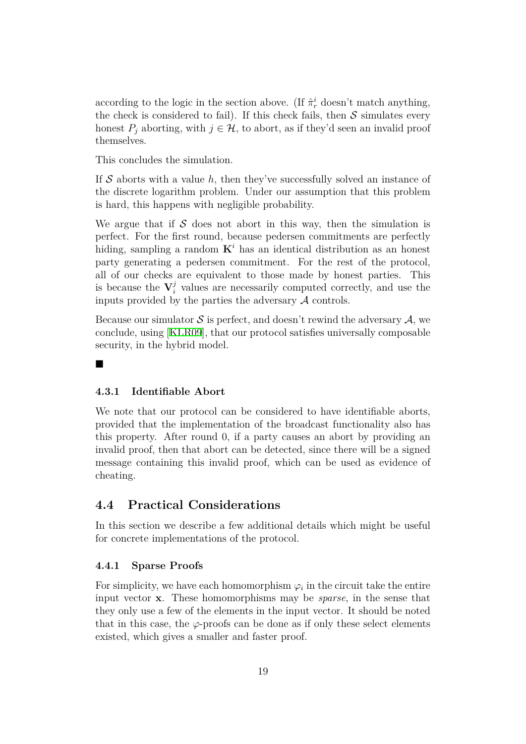according to the logic in the section above. (If $\hat{\pi}_r^i$ doesn't match anything, the check is considered to fail). If this check fails, then $\mathcal{S}$ simulates every honest $P_j$ aborting, with $j \in \mathcal{H}$, to abort, as if they'd seen an invalid proof themselves.

This concludes the simulation.

If $\mathcal{S}$ aborts with a value $h$, then they've successfully solved an instance of the discrete logarithm problem. Under our assumption that this problem is hard, this happens with negligible probability.

We argue that if $\mathcal{S}$ does not abort in this way, then the simulation is perfect. For the first round, because pedersen commitments are perfectly hiding, sampling a random $\mathbf{K}^i$ has an identical distribution as an honest party generating a pedersen commitment. For the rest of the protocol, all of our checks are equivalent to those made by honest parties. This is because the $\mathbf{V}_i^j$ values are necessarily computed correctly, and use the inputs provided by the parties the adversary $\mathcal{A}$ controls.

Because our simulator $\mathcal{S}$ is perfect, and doesn't rewind the adversary $\mathcal{A}$, we conclude, using [KLR09], that our protocol satisfies universally composable security, in the hybrid model.

■

#### 4.3.1 Identifiable Abort

We note that our protocol can be considered to have identifiable aborts, provided that the implementation of the broadcast functionality also has this property. After round 0, if a party causes an abort by providing an invalid proof, then that abort can be detected, since there will be a signed message containing this invalid proof, which can be used as evidence of cheating.

### 4.4 Practical Considerations

In this section we describe a few additional details which might be useful for concrete implementations of the protocol.

#### 4.4.1 Sparse Proofs

For simplicity, we have each homomorphism $\varphi_i$ in the circuit take the entire input vector $\mathbf{x}$. These homomorphisms may be *sparse*, in the sense that they only use a few of the elements in the input vector. It should be noted that in this case, the $\varphi$-proofs can be done as if only these select elements existed, which gives a smaller and faster proof.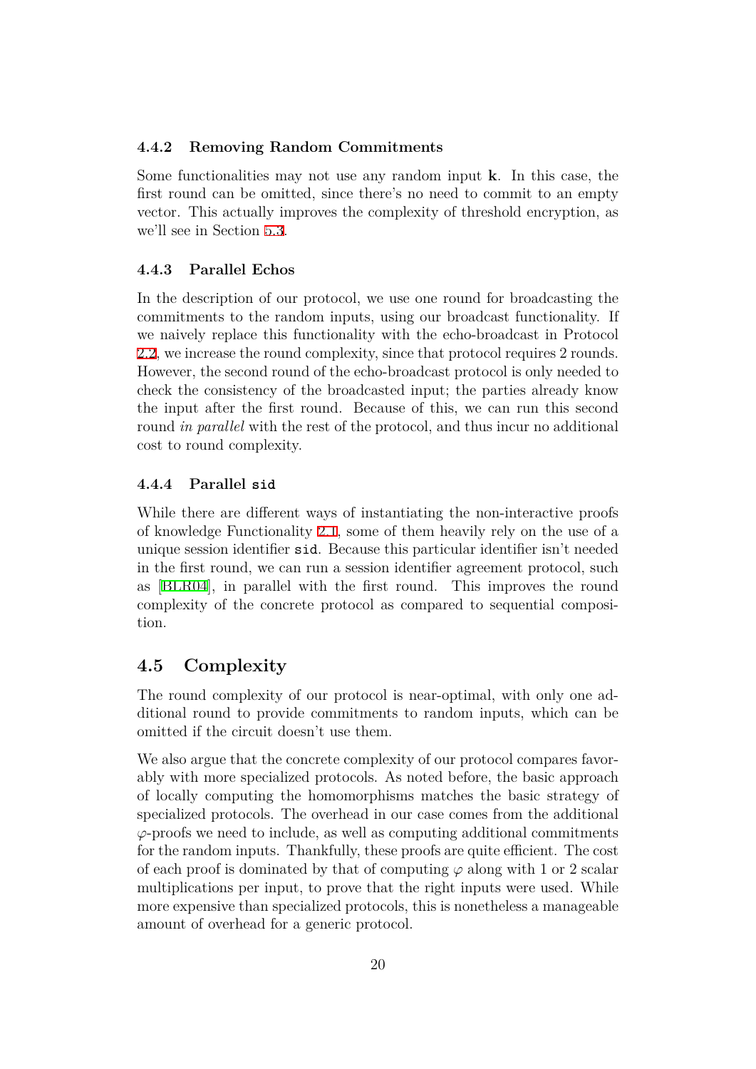### 4.4.2 Removing Random Commitments

Some functionalities may not use any random input $\mathbf{k}$. In this case, the first round can be omitted, since there's no need to commit to an empty vector. This actually improves the complexity of threshold encryption, as we'll see in Section 5.3.

### 4.4.3 Parallel Echos

In the description of our protocol, we use one round for broadcasting the commitments to the random inputs, using our broadcast functionality. If we naively replace this functionality with the echo-broadcast in Protocol 2.2, we increase the round complexity, since that protocol requires 2 rounds. However, the second round of the echo-broadcast protocol is only needed to check the consistency of the broadcasted input; the parties already know the input after the first round. Because of this, we can run this second round *in parallel* with the rest of the protocol, and thus incur no additional cost to round complexity.

### 4.4.4 Parallel `sid`

While there are different ways of instantiating the non-interactive proofs of knowledge Functionality 2.1, some of them heavily rely on the use of a unique session identifier `sid`. Because this particular identifier isn't needed in the first round, we can run a session identifier agreement protocol, such as [BLR04], in parallel with the first round. This improves the round complexity of the concrete protocol as compared to sequential composition.

## 4.5 Complexity

The round complexity of our protocol is near-optimal, with only one additional round to provide commitments to random inputs, which can be omitted if the circuit doesn't use them.

We also argue that the concrete complexity of our protocol compares favorably with more specialized protocols. As noted before, the basic approach of locally computing the homomorphisms matches the basic strategy of specialized protocols. The overhead in our case comes from the additional $\varphi$-proofs we need to include, as well as computing additional commitments for the random inputs. Thankfully, these proofs are quite efficient. The cost of each proof is dominated by that of computing $\varphi$ along with 1 or 2 scalar multiplications per input, to prove that the right inputs were used. While more expensive than specialized protocols, this is nonetheless a manageable amount of overhead for a generic protocol.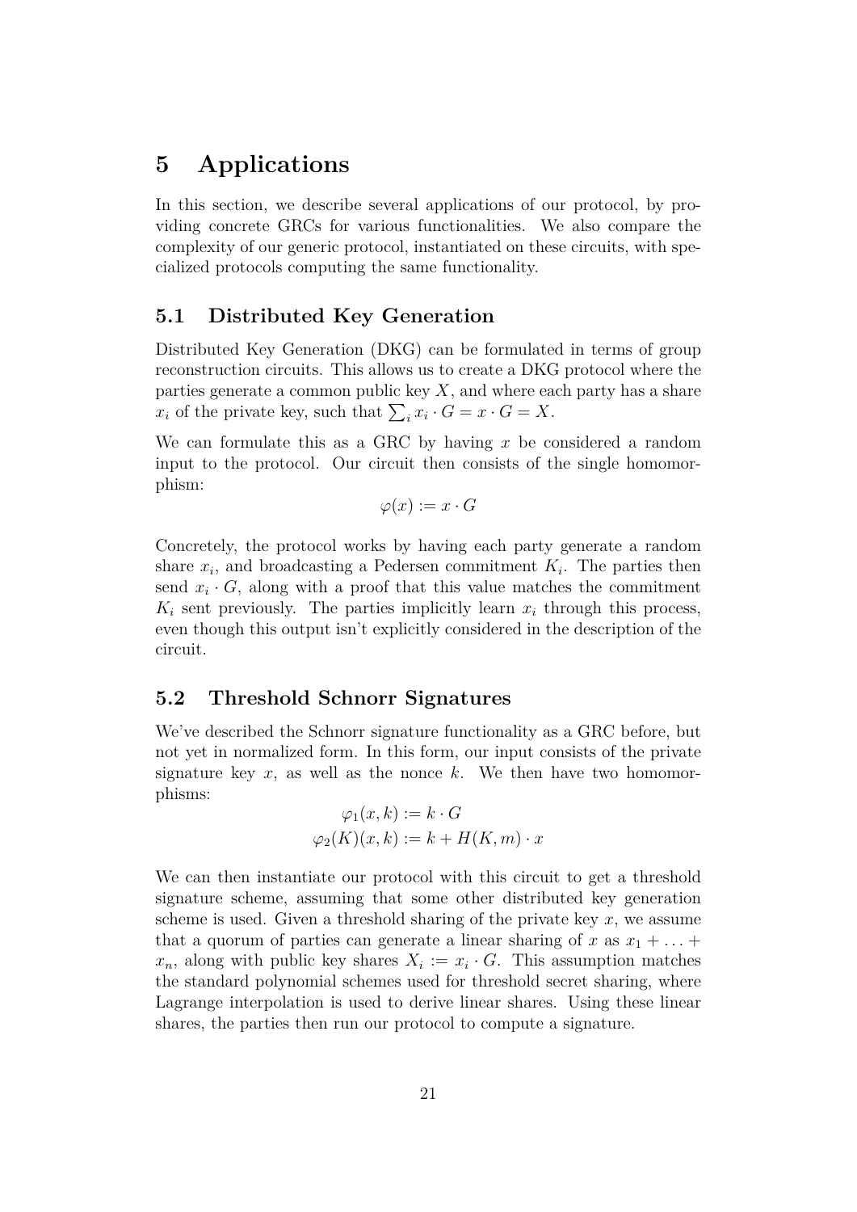# 5 Applications

In this section, we describe several applications of our protocol, by providing concrete GRCs for various functionalities. We also compare the complexity of our generic protocol, instantiated on these circuits, with specialized protocols computing the same functionality.

## 5.1 Distributed Key Generation

Distributed Key Generation (DKG) can be formulated in terms of group reconstruction circuits. This allows us to create a DKG protocol where the parties generate a common public key $X$, and where each party has a share $x_i$ of the private key, such that $\sum_i x_i \cdot G = x \cdot G = X$.

We can formulate this as a GRC by having $x$ be considered a random input to the protocol. Our circuit then consists of the single homomorphism:

$$\varphi(x) := x \cdot G$$

Concretely, the protocol works by having each party generate a random share $x_i$, and broadcasting a Pedersen commitment $K_i$. The parties then send $x_i \cdot G$, along with a proof that this value matches the commitment $K_i$ sent previously. The parties implicitly learn $x_i$ through this process, even though this output isn't explicitly considered in the description of the circuit.

## 5.2 Threshold Schnorr Signatures

We've described the Schnorr signature functionality as a GRC before, but not yet in normalized form. In this form, our input consists of the private signature key $x$, as well as the nonce $k$. We then have two homomorphisms:

$$\varphi_1(x, k) := k \cdot G$$
$$\varphi_2(K)(x, k) := k + H(K, m) \cdot x$$

We can then instantiate our protocol with this circuit to get a threshold signature scheme, assuming that some other distributed key generation scheme is used. Given a threshold sharing of the private key $x$, we assume that a quorum of parties can generate a linear sharing of $x$ as $x_1 + \ldots + x_n$, along with public key shares $X_i := x_i \cdot G$. This assumption matches the standard polynomial schemes used for threshold secret sharing, where Lagrange interpolation is used to derive linear shares. Using these linear shares, the parties then run our protocol to compute a signature.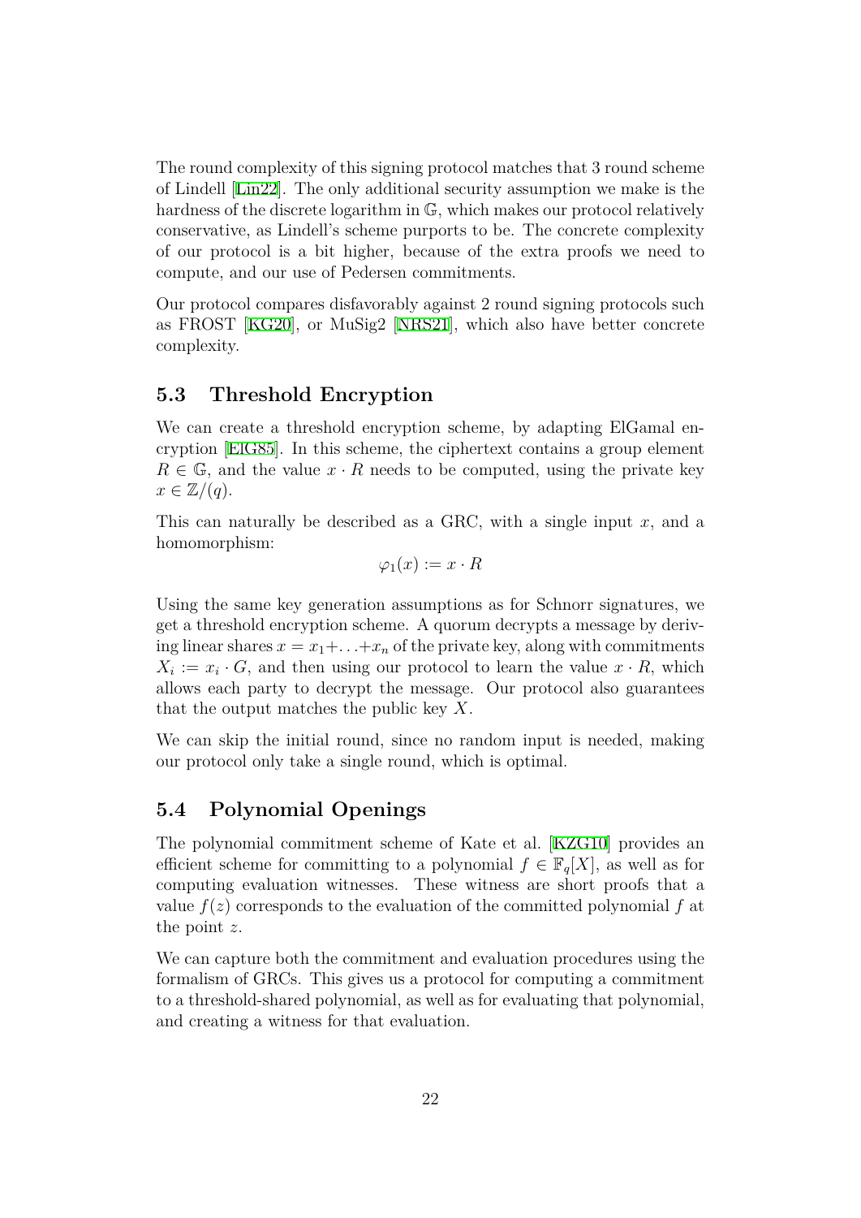The round complexity of this signing protocol matches that 3 round scheme of Lindell [Lin22]. The only additional security assumption we make is the hardness of the discrete logarithm in $\mathbb{G}$, which makes our protocol relatively conservative, as Lindell's scheme purports to be. The concrete complexity of our protocol is a bit higher, because of the extra proofs we need to compute, and our use of Pedersen commitments.

Our protocol compares disfavorably against 2 round signing protocols such as FROST [KG20], or MuSig2 [NRS21], which also have better concrete complexity.

## 5.3 Threshold Encryption

We can create a threshold encryption scheme, by adapting ElGamal encryption [ElG85]. In this scheme, the ciphertext contains a group element $R \in \mathbb{G}$, and the value $x \cdot R$ needs to be computed, using the private key $x \in \mathbb{Z}/(q)$.

This can naturally be described as a GRC, with a single input $x$, and a homomorphism:

$$\varphi_1(x) := x \cdot R$$

Using the same key generation assumptions as for Schnorr signatures, we get a threshold encryption scheme. A quorum decrypts a message by deriving linear shares $x = x_1 + \ldots + x_n$ of the private key, along with commitments $X_i := x_i \cdot G$, and then using our protocol to learn the value $x \cdot R$, which allows each party to decrypt the message. Our protocol also guarantees that the output matches the public key $X$.

We can skip the initial round, since no random input is needed, making our protocol only take a single round, which is optimal.

## 5.4 Polynomial Openings

The polynomial commitment scheme of Kate et al. [KZG10] provides an efficient scheme for committing to a polynomial $f \in \mathbb{F}_q[X]$, as well as for computing evaluation witnesses. These witness are short proofs that a value $f(z)$ corresponds to the evaluation of the committed polynomial $f$ at the point $z$.

We can capture both the commitment and evaluation procedures using the formalism of GRCs. This gives us a protocol for computing a commitment to a threshold-shared polynomial, as well as for evaluating that polynomial, and creating a witness for that evaluation.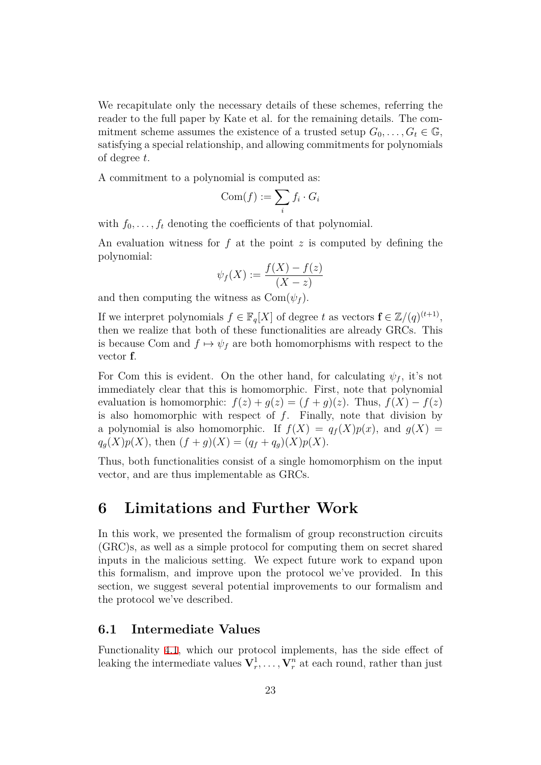We recapitulate only the necessary details of these schemes, referring the reader to the full paper by Kate et al. for the remaining details. The commitment scheme assumes the existence of a trusted setup $G_0, \ldots, G_t \in \mathbb{G}$, satisfying a special relationship, and allowing commitments for polynomials of degree $t$.

A commitment to a polynomial is computed as:

$$\text{Com}(f) := \sum_i f_i \cdot G_i$$

with $f_0, \ldots, f_t$ denoting the coefficients of that polynomial.

An evaluation witness for $f$ at the point $z$ is computed by defining the polynomial:

$$\psi_f(X) := \frac{f(X) - f(z)}{(X - z)}$$

and then computing the witness as $\text{Com}(\psi_f)$.

If we interpret polynomials $f \in \mathbb{F}_q[X]$ of degree $t$ as vectors $\mathbf{f} \in \mathbb{Z}/(q)^{(t+1)}$, then we realize that both of these functionalities are already GRCs. This is because Com and $f \mapsto \psi_f$ are both homomorphisms with respect to the vector $\mathbf{f}$.

For Com this is evident. On the other hand, for calculating $\psi_f$, it's not immediately clear that this is homomorphic. First, note that polynomial evaluation is homomorphic: $f(z) + g(z) = (f + g)(z)$. Thus, $f(X) - f(z)$ is also homomorphic with respect of $f$. Finally, note that division by a polynomial is also homomorphic. If $f(X) = q_f(X)p(x)$, and $g(X) = q_g(X)p(X)$, then $(f + g)(X) = (q_f + q_g)(X)p(X)$.

Thus, both functionalities consist of a single homomorphism on the input vector, and are thus implementable as GRCs.

# 6 Limitations and Further Work

In this work, we presented the formalism of group reconstruction circuits (GRC)s, as well as a simple protocol for computing them on secret shared inputs in the malicious setting. We expect future work to expand upon this formalism, and improve upon the protocol we've provided. In this section, we suggest several potential improvements to our formalism and the protocol we've described.

## 6.1 Intermediate Values

Functionality 4.1, which our protocol implements, has the side effect of leaking the intermediate values $\mathbf{V}_r^1, \ldots, \mathbf{V}_r^n$ at each round, rather than just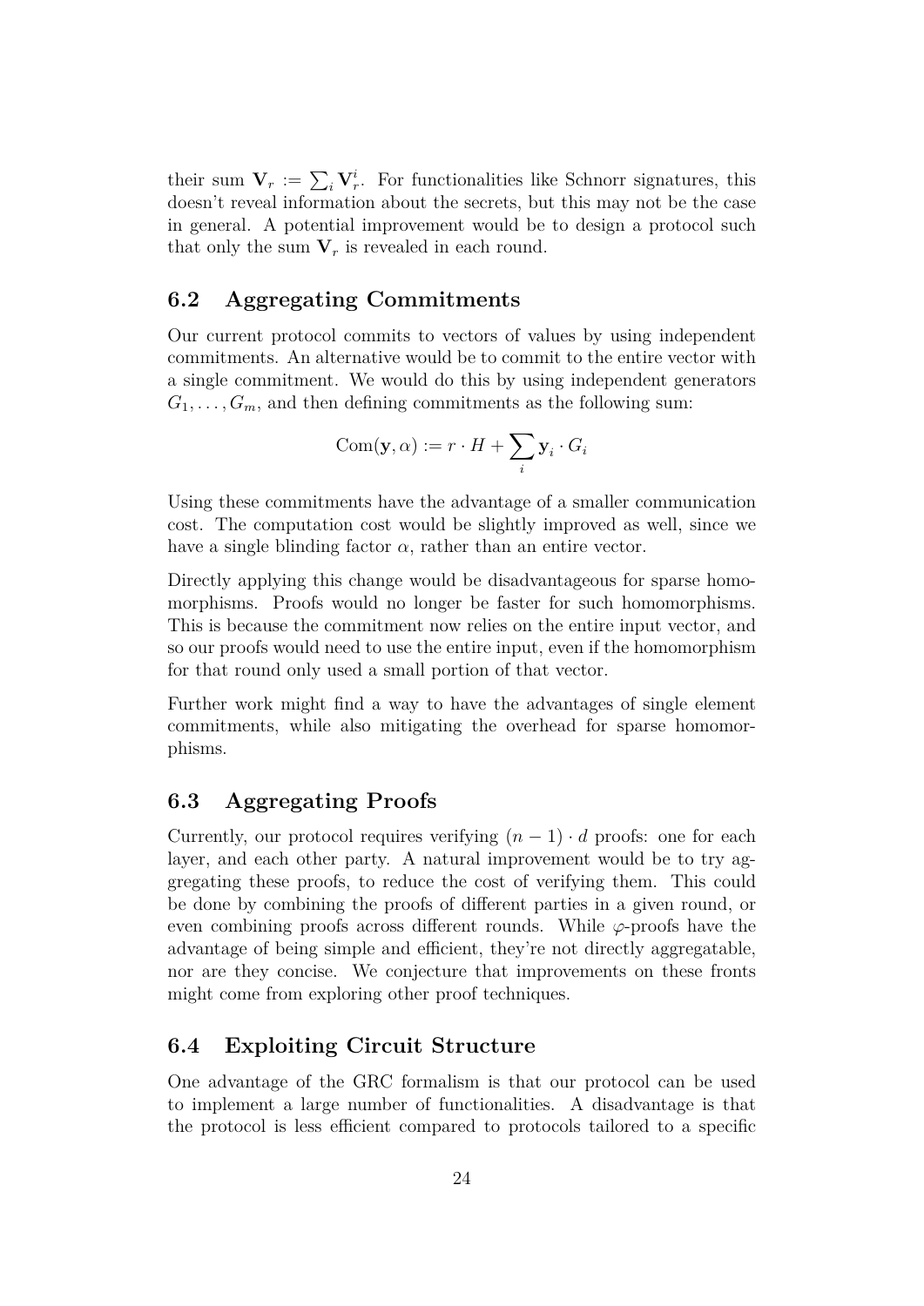their sum $\mathbf{V}_r := \sum_i \mathbf{V}_r^i$. For functionalities like Schnorr signatures, this doesn't reveal information about the secrets, but this may not be the case in general. A potential improvement would be to design a protocol such that only the sum $\mathbf{V}_r$ is revealed in each round.

## 6.2 Aggregating Commitments

Our current protocol commits to vectors of values by using independent commitments. An alternative would be to commit to the entire vector with a single commitment. We would do this by using independent generators $G_1, \ldots, G_m$, and then defining commitments as the following sum:

$$\text{Com}(\mathbf{y}, \alpha) := r \cdot H + \sum_i \mathbf{y}_i \cdot G_i$$

Using these commitments have the advantage of a smaller communication cost. The computation cost would be slightly improved as well, since we have a single blinding factor $\alpha$, rather than an entire vector.

Directly applying this change would be disadvantageous for sparse homomorphisms. Proofs would no longer be faster for such homomorphisms. This is because the commitment now relies on the entire input vector, and so our proofs would need to use the entire input, even if the homomorphism for that round only used a small portion of that vector.

Further work might find a way to have the advantages of single element commitments, while also mitigating the overhead for sparse homomorphisms.

## 6.3 Aggregating Proofs

Currently, our protocol requires verifying $(n-1) \cdot d$ proofs: one for each layer, and each other party. A natural improvement would be to try aggregating these proofs, to reduce the cost of verifying them. This could be done by combining the proofs of different parties in a given round, or even combining proofs across different rounds. While $\varphi$-proofs have the advantage of being simple and efficient, they're not directly aggregatable, nor are they concise. We conjecture that improvements on these fronts might come from exploring other proof techniques.

## 6.4 Exploiting Circuit Structure

One advantage of the GRC formalism is that our protocol can be used to implement a large number of functionalities. A disadvantage is that the protocol is less efficient compared to protocols tailored to a specific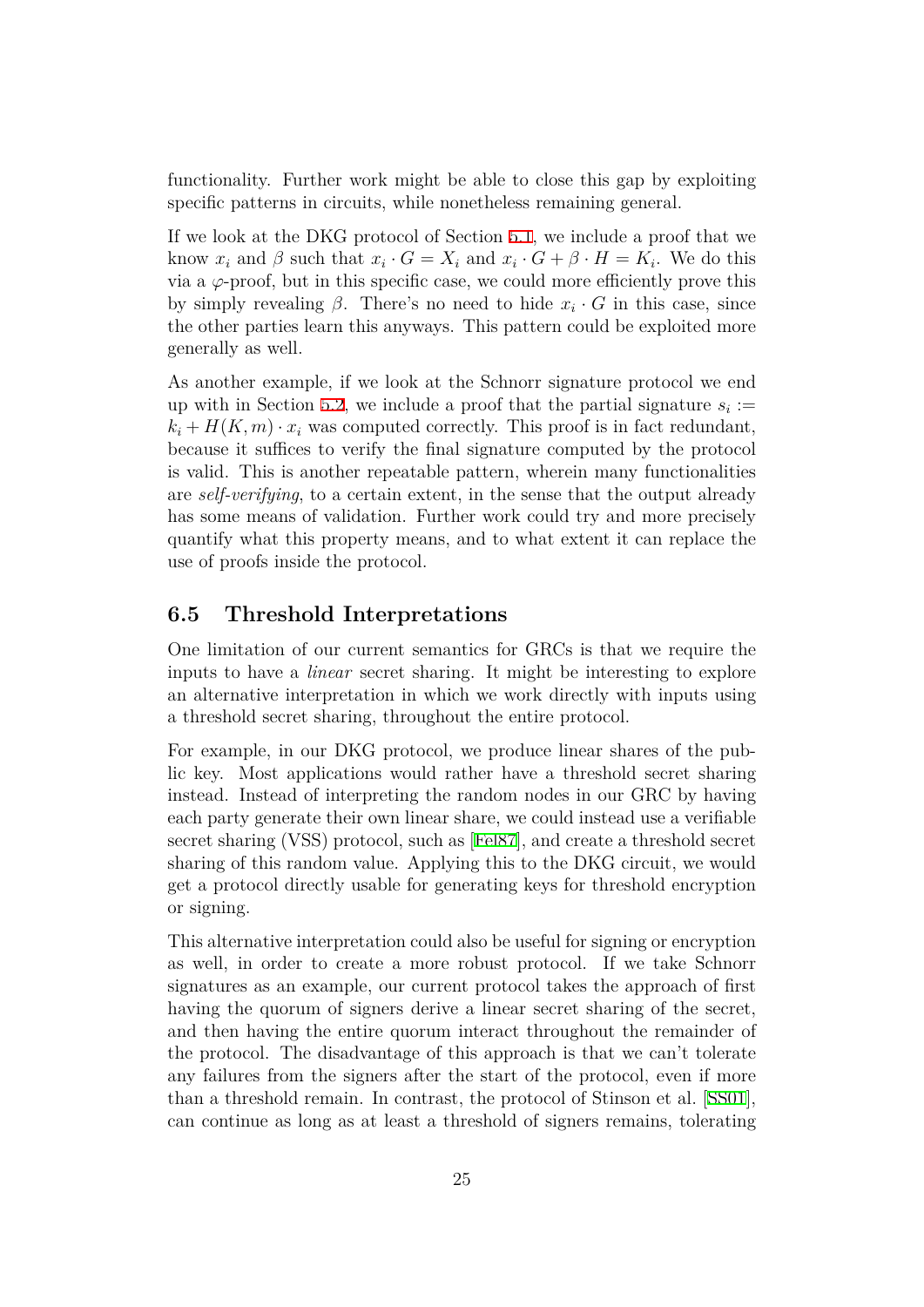functionality. Further work might be able to close this gap by exploiting specific patterns in circuits, while nonetheless remaining general.

If we look at the DKG protocol of Section 5.1, we include a proof that we know $x_i$ and $\beta$ such that $x_i \cdot G = X_i$ and $x_i \cdot G + \beta \cdot H = K_i$. We do this via a $\varphi$-proof, but in this specific case, we could more efficiently prove this by simply revealing $\beta$. There's no need to hide $x_i \cdot G$ in this case, since the other parties learn this anyways. This pattern could be exploited more generally as well.

As another example, if we look at the Schnorr signature protocol we end up with in Section 5.2, we include a proof that the partial signature $s_i := k_i + H(K, m) \cdot x_i$ was computed correctly. This proof is in fact redundant, because it suffices to verify the final signature computed by the protocol is valid. This is another repeatable pattern, wherein many functionalities are *self-verifying*, to a certain extent, in the sense that the output already has some means of validation. Further work could try and more precisely quantify what this property means, and to what extent it can replace the use of proofs inside the protocol.

## 6.5 Threshold Interpretations

One limitation of our current semantics for GRCs is that we require the inputs to have a *linear* secret sharing. It might be interesting to explore an alternative interpretation in which we work directly with inputs using a threshold secret sharing, throughout the entire protocol.

For example, in our DKG protocol, we produce linear shares of the public key. Most applications would rather have a threshold secret sharing instead. Instead of interpreting the random nodes in our GRC by having each party generate their own linear share, we could instead use a verifiable secret sharing (VSS) protocol, such as [Fel87], and create a threshold secret sharing of this random value. Applying this to the DKG circuit, we would get a protocol directly usable for generating keys for threshold encryption or signing.

This alternative interpretation could also be useful for signing or encryption as well, in order to create a more robust protocol. If we take Schnorr signatures as an example, our current protocol takes the approach of first having the quorum of signers derive a linear secret sharing of the secret, and then having the entire quorum interact throughout the remainder of the protocol. The disadvantage of this approach is that we can't tolerate any failures from the signers after the start of the protocol, even if more than a threshold remain. In contrast, the protocol of Stinson et al. [SS01], can continue as long as at least a threshold of signers remains, tolerating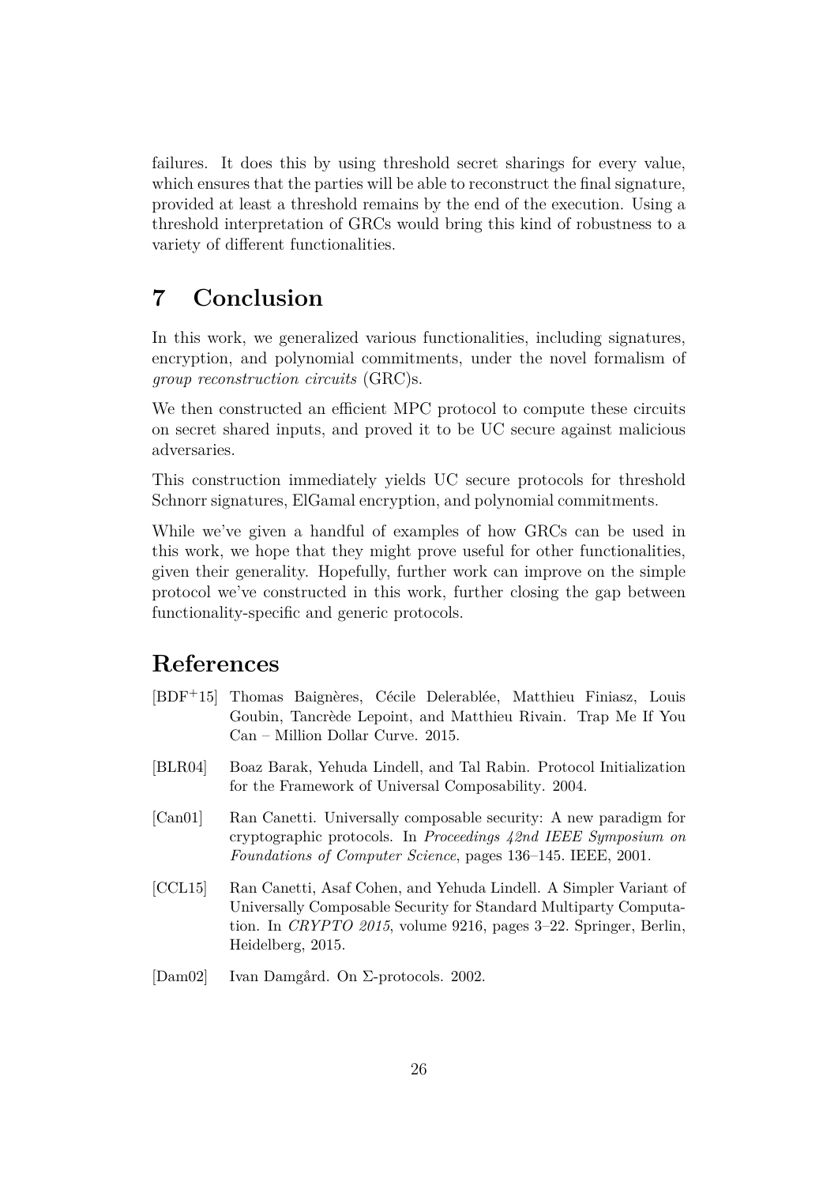failures. It does this by using threshold secret sharings for every value, which ensures that the parties will be able to reconstruct the final signature, provided at least a threshold remains by the end of the execution. Using a threshold interpretation of GRCs would bring this kind of robustness to a variety of different functionalities.

# 7 Conclusion

In this work, we generalized various functionalities, including signatures, encryption, and polynomial commitments, under the novel formalism of *group reconstruction circuits* (GRC)s.

We then constructed an efficient MPC protocol to compute these circuits on secret shared inputs, and proved it to be UC secure against malicious adversaries.

This construction immediately yields UC secure protocols for threshold Schnorr signatures, ElGamal encryption, and polynomial commitments.

While we've given a handful of examples of how GRCs can be used in this work, we hope that they might prove useful for other functionalities, given their generality. Hopefully, further work can improve on the simple protocol we've constructed in this work, further closing the gap between functionality-specific and generic protocols.

# References

[BDF+15] Thomas Baignères, Cécile Delerablée, Matthieu Finiasz, Louis Goubin, Tancrède Lepoint, and Matthieu Rivain. Trap Me If You Can – Million Dollar Curve. 2015.

[BLR04] Boaz Barak, Yehuda Lindell, and Tal Rabin. Protocol Initialization for the Framework of Universal Composability. 2004.

[Can01] Ran Canetti. Universally composable security: A new paradigm for cryptographic protocols. In *Proceedings 42nd IEEE Symposium on Foundations of Computer Science*, pages 136–145. IEEE, 2001.

[CCL15] Ran Canetti, Asaf Cohen, and Yehuda Lindell. A Simpler Variant of Universally Composable Security for Standard Multiparty Computation. In *CRYPTO 2015*, volume 9216, pages 3–22. Springer, Berlin, Heidelberg, 2015.

[Dam02] Ivan Damgård. On Σ-protocols. 2002.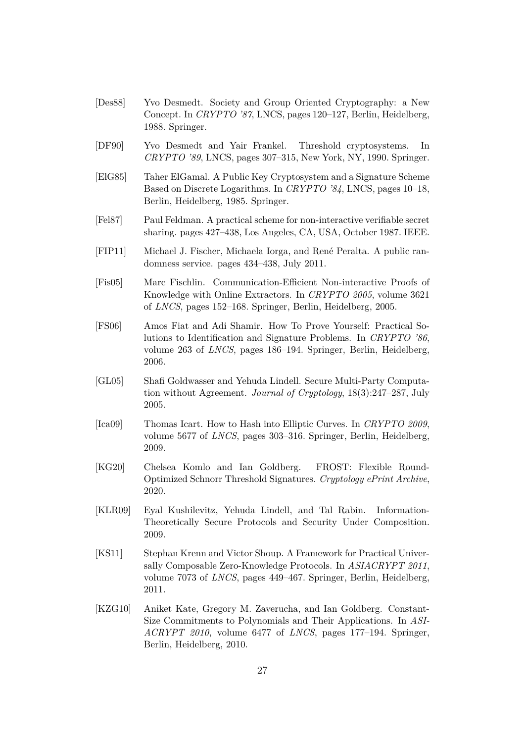- [Des88] Yvo Desmedt. Society and Group Oriented Cryptography: a New Concept. In *CRYPTO '87*, LNCS, pages 120–127, Berlin, Heidelberg, 1988. Springer.

- [DF90] Yvo Desmedt and Yair Frankel. Threshold cryptosystems. In *CRYPTO '89*, LNCS, pages 307–315, New York, NY, 1990. Springer.

- [ElG85] Taher ElGamal. A Public Key Cryptosystem and a Signature Scheme Based on Discrete Logarithms. In *CRYPTO '84*, LNCS, pages 10–18, Berlin, Heidelberg, 1985. Springer.

- [Fel87] Paul Feldman. A practical scheme for non-interactive verifiable secret sharing. pages 427–438, Los Angeles, CA, USA, October 1987. IEEE.

- [FIP11] Michael J. Fischer, Michaela Iorga, and René Peralta. A public randomness service. pages 434–438, July 2011.

- [Fis05] Marc Fischlin. Communication-Efficient Non-interactive Proofs of Knowledge with Online Extractors. In *CRYPTO 2005*, volume 3621 of *LNCS*, pages 152–168. Springer, Berlin, Heidelberg, 2005.

- [FS06] Amos Fiat and Adi Shamir. How To Prove Yourself: Practical Solutions to Identification and Signature Problems. In *CRYPTO '86*, volume 263 of *LNCS*, pages 186–194. Springer, Berlin, Heidelberg, 2006.

- [GL05] Shafi Goldwasser and Yehuda Lindell. Secure Multi-Party Computation without Agreement. *Journal of Cryptology*, 18(3):247–287, July 2005.

- [Ica09] Thomas Icart. How to Hash into Elliptic Curves. In *CRYPTO 2009*, volume 5677 of *LNCS*, pages 303–316. Springer, Berlin, Heidelberg, 2009.

- [KG20] Chelsea Komlo and Ian Goldberg. FROST: Flexible Round-Optimized Schnorr Threshold Signatures. *Cryptology ePrint Archive*, 2020.

- [KLR09] Eyal Kushilevitz, Yehuda Lindell, and Tal Rabin. Information-Theoretically Secure Protocols and Security Under Composition. 2009.

- [KS11] Stephan Krenn and Victor Shoup. A Framework for Practical Universally Composable Zero-Knowledge Protocols. In *ASIACRYPT 2011*, volume 7073 of *LNCS*, pages 449–467. Springer, Berlin, Heidelberg, 2011.

- [KZG10] Aniket Kate, Gregory M. Zaverucha, and Ian Goldberg. Constant-Size Commitments to Polynomials and Their Applications. In *ASIACRYPT 2010*, volume 6477 of *LNCS*, pages 177–194. Springer, Berlin, Heidelberg, 2010.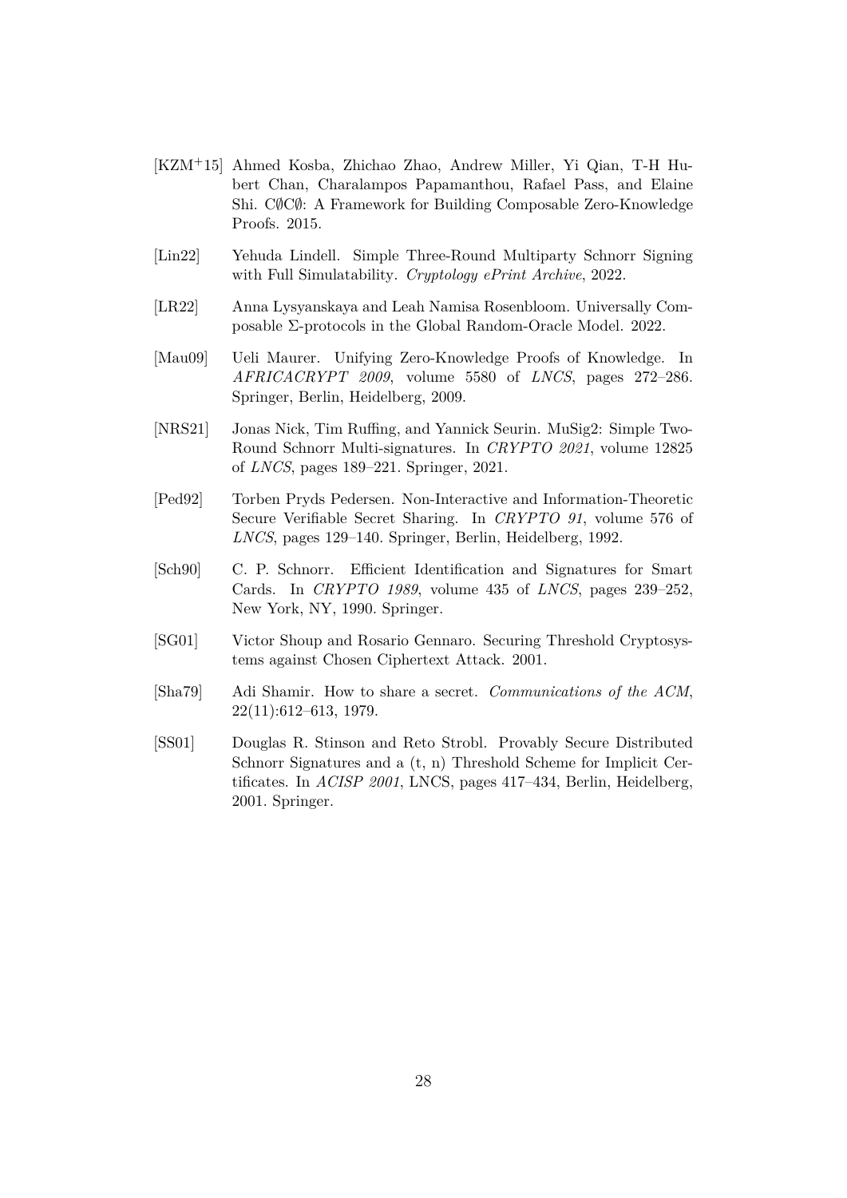[KZM+15] Ahmed Kosba, Zhichao Zhao, Andrew Miller, Yi Qian, T-H Hubert Chan, Charalampos Papamanthou, Rafael Pass, and Elaine Shi. C∅C∅: A Framework for Building Composable Zero-Knowledge Proofs. 2015.

[Lin22] Yehuda Lindell. Simple Three-Round Multiparty Schnorr Signing with Full Simulatability. *Cryptology ePrint Archive*, 2022.

[LR22] Anna Lysyanskaya and Leah Namisa Rosenbloom. Universally Composable Σ-protocols in the Global Random-Oracle Model. 2022.

[Mau09] Ueli Maurer. Unifying Zero-Knowledge Proofs of Knowledge. In *AFRICACRYPT 2009*, volume 5580 of *LNCS*, pages 272–286. Springer, Berlin, Heidelberg, 2009.

[NRS21] Jonas Nick, Tim Ruffing, and Yannick Seurin. MuSig2: Simple Two-Round Schnorr Multi-signatures. In *CRYPTO 2021*, volume 12825 of *LNCS*, pages 189–221. Springer, 2021.

[Ped92] Torben Pryds Pedersen. Non-Interactive and Information-Theoretic Secure Verifiable Secret Sharing. In *CRYPTO 91*, volume 576 of *LNCS*, pages 129–140. Springer, Berlin, Heidelberg, 1992.

[Sch90] C. P. Schnorr. Efficient Identification and Signatures for Smart Cards. In *CRYPTO 1989*, volume 435 of *LNCS*, pages 239–252, New York, NY, 1990. Springer.

[SG01] Victor Shoup and Rosario Gennaro. Securing Threshold Cryptosystems against Chosen Ciphertext Attack. 2001.

[Sha79] Adi Shamir. How to share a secret. *Communications of the ACM*, 22(11):612–613, 1979.

[SS01] Douglas R. Stinson and Reto Strobl. Provably Secure Distributed Schnorr Signatures and a (t, n) Threshold Scheme for Implicit Certificates. In *ACISP 2001*, LNCS, pages 417–434, Berlin, Heidelberg, 2001. Springer.